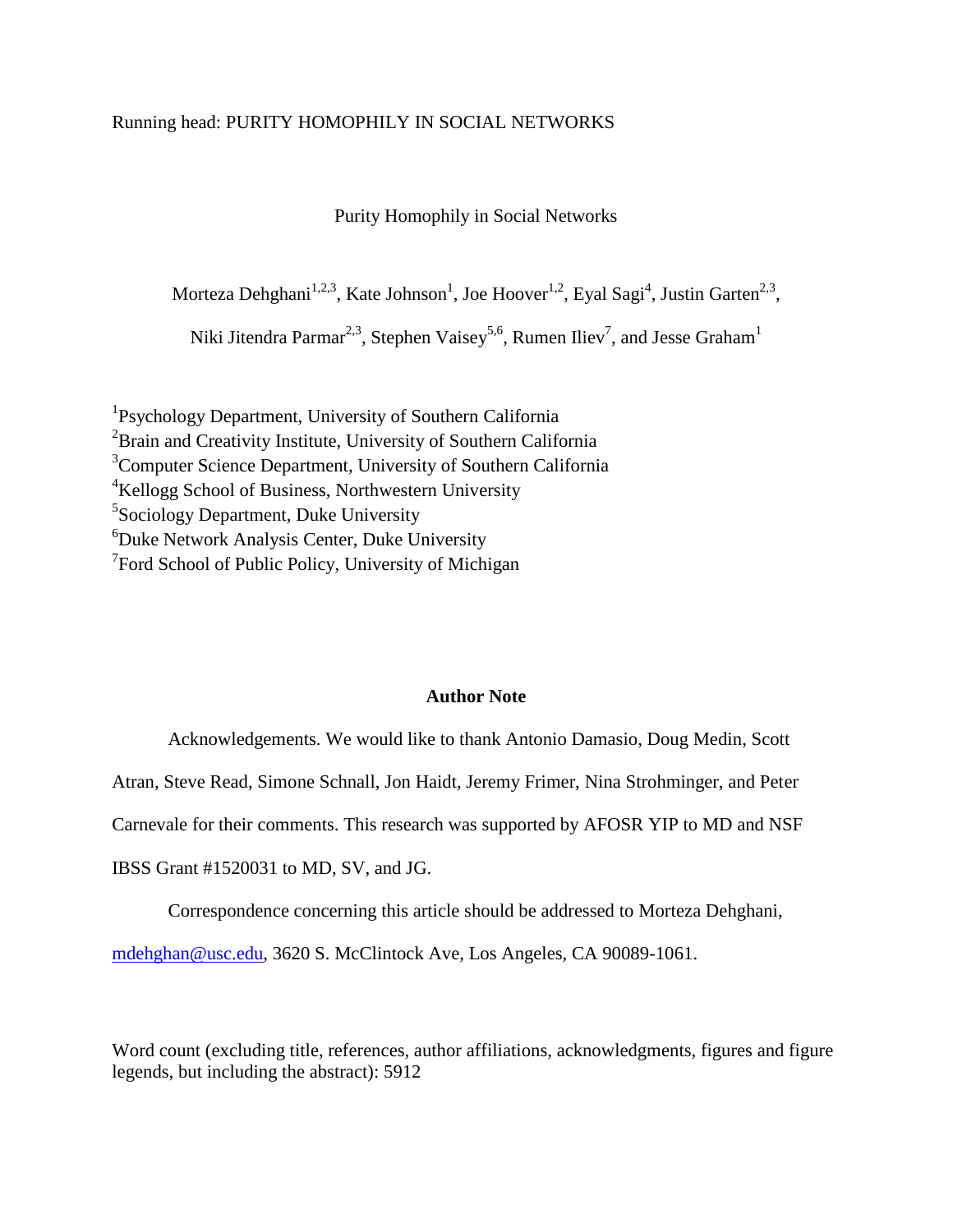Running head: PURITY HOMOPHILY IN SOCIAL NETWORKS

# Purity Homophily in Social Networks

Morteza Dehghani[1,2,3], Kate Johnson[1], Joe Hoover[1,2], Eyal Sagi[4], Justin Garten[2,3],

Niki Jitendra Parmar[2,3], Stephen Vaisey[5,6], Rumen Iliev[7], and Jesse Graham[1]

[1]Psychology Department, University of Southern California
[2]Brain and Creativity Institute, University of Southern California
[3]Computer Science Department, University of Southern California
[4]Kellogg School of Business, Northwestern University
[5]Sociology Department, Duke University
[6]Duke Network Analysis Center, Duke University
[7]Ford School of Public Policy, University of Michigan

**Author Note**

Acknowledgements. We would like to thank Antonio Damasio, Doug Medin, Scott Atran, Steve Read, Simone Schnall, Jon Haidt, Jeremy Frimer, Nina Strohminger, and Peter Carnevale for their comments. This research was supported by AFOSR YIP to MD and NSF IBSS Grant #1520031 to MD, SV, and JG.

Correspondence concerning this article should be addressed to Morteza Dehghani, mdehghan@usc.edu, 3620 S. McClintock Ave, Los Angeles, CA 90089-1061.

Word count (excluding title, references, author affiliations, acknowledgments, figures and figure legends, but including the abstract): 5912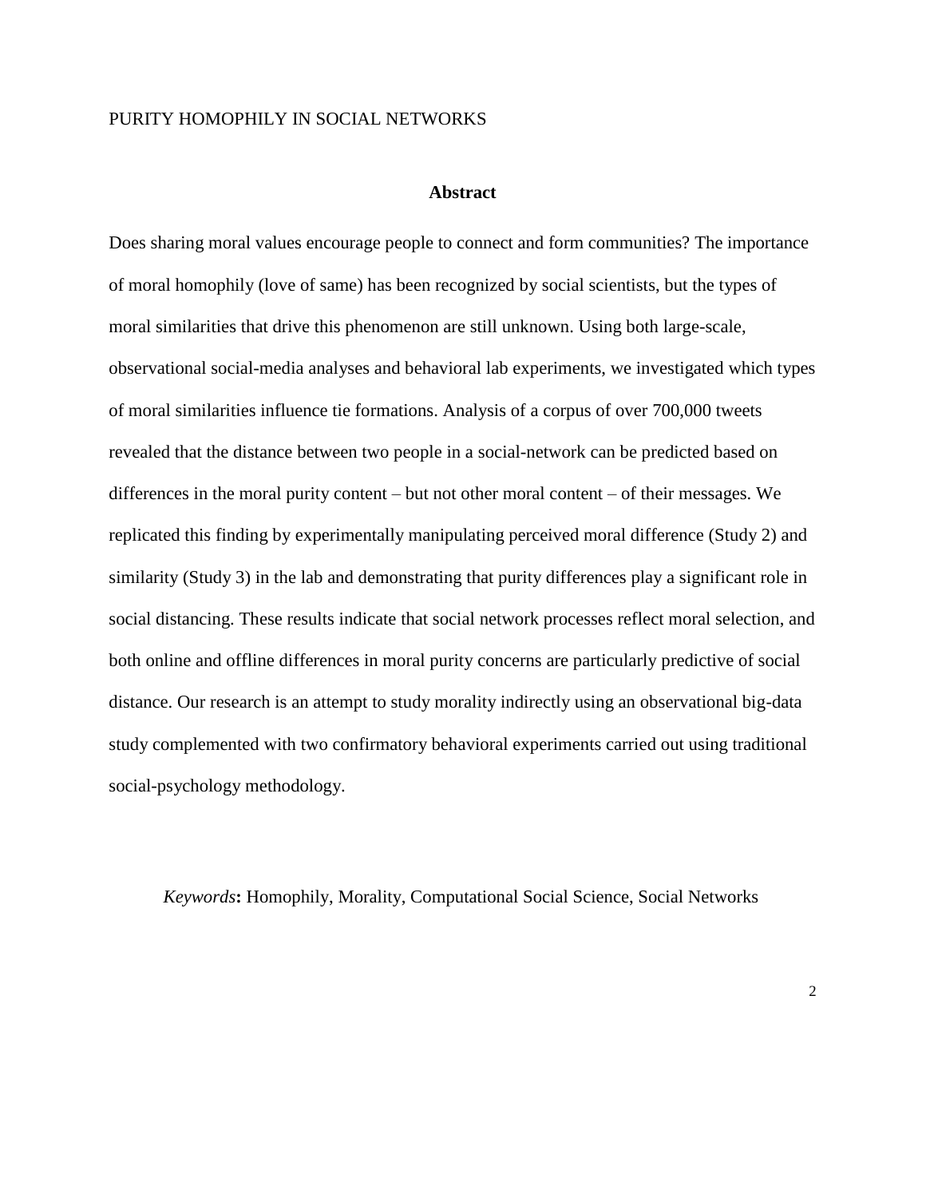## Abstract

Does sharing moral values encourage people to connect and form communities? The importance of moral homophily (love of same) has been recognized by social scientists, but the types of moral similarities that drive this phenomenon are still unknown. Using both large-scale, observational social-media analyses and behavioral lab experiments, we investigated which types of moral similarities influence tie formations. Analysis of a corpus of over 700,000 tweets revealed that the distance between two people in a social-network can be predicted based on differences in the moral purity content – but not other moral content – of their messages. We replicated this finding by experimentally manipulating perceived moral difference (Study 2) and similarity (Study 3) in the lab and demonstrating that purity differences play a significant role in social distancing. These results indicate that social network processes reflect moral selection, and both online and offline differences in moral purity concerns are particularly predictive of social distance. Our research is an attempt to study morality indirectly using an observational big-data study complemented with two confirmatory behavioral experiments carried out using traditional social-psychology methodology.

*Keywords***:** Homophily, Morality, Computational Social Science, Social Networks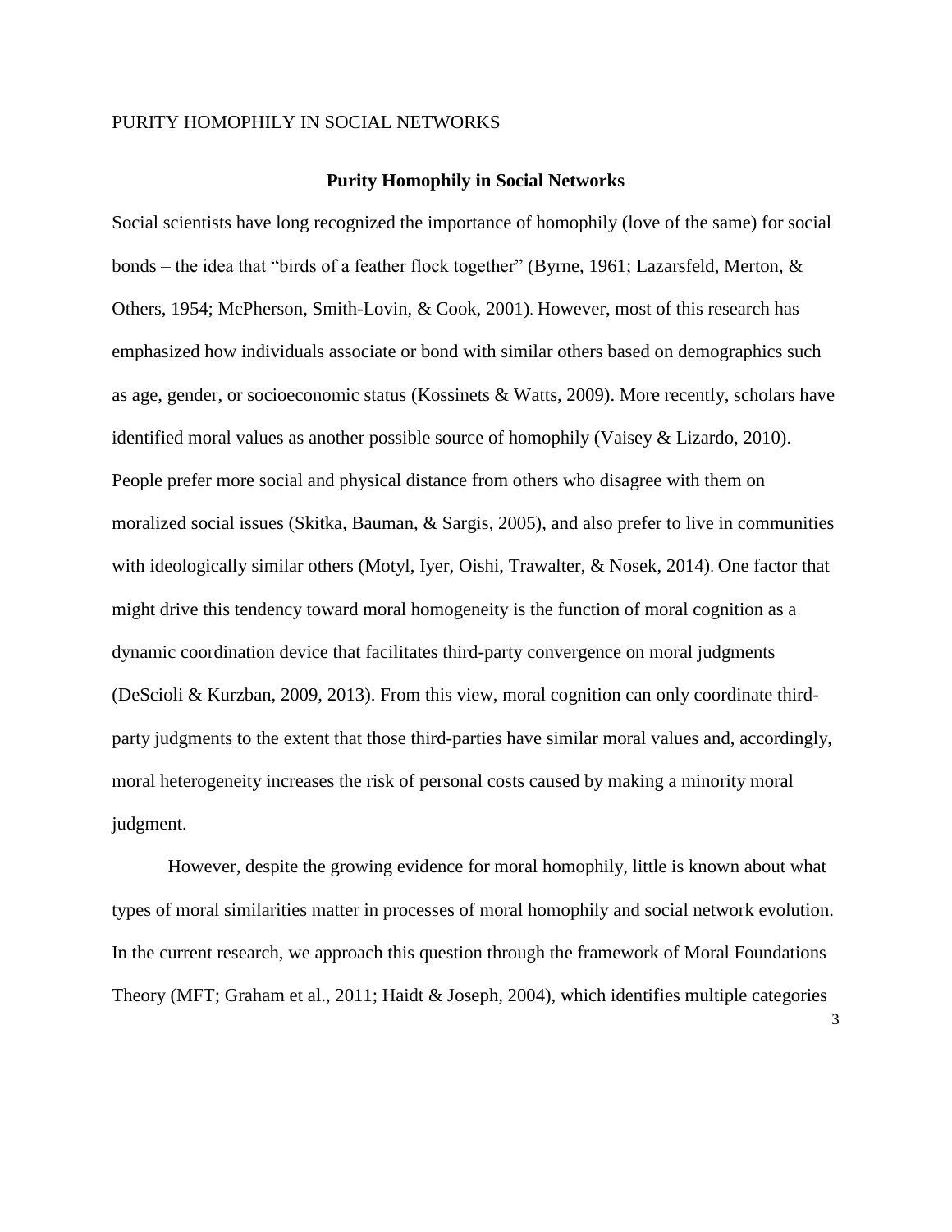# Purity Homophily in Social Networks

Social scientists have long recognized the importance of homophily (love of the same) for social bonds – the idea that "birds of a feather flock together" (Byrne, 1961; Lazarsfeld, Merton, & Others, 1954; McPherson, Smith-Lovin, & Cook, 2001). However, most of this research has emphasized how individuals associate or bond with similar others based on demographics such as age, gender, or socioeconomic status (Kossinets & Watts, 2009). More recently, scholars have identified moral values as another possible source of homophily (Vaisey & Lizardo, 2010). People prefer more social and physical distance from others who disagree with them on moralized social issues (Skitka, Bauman, & Sargis, 2005), and also prefer to live in communities with ideologically similar others (Motyl, Iyer, Oishi, Trawalter, & Nosek, 2014). One factor that might drive this tendency toward moral homogeneity is the function of moral cognition as a dynamic coordination device that facilitates third-party convergence on moral judgments (DeScioli & Kurzban, 2009, 2013). From this view, moral cognition can only coordinate third-party judgments to the extent that those third-parties have similar moral values and, accordingly, moral heterogeneity increases the risk of personal costs caused by making a minority moral judgment.

However, despite the growing evidence for moral homophily, little is known about what types of moral similarities matter in processes of moral homophily and social network evolution. In the current research, we approach this question through the framework of Moral Foundations Theory (MFT; Graham et al., 2011; Haidt & Joseph, 2004), which identifies multiple categories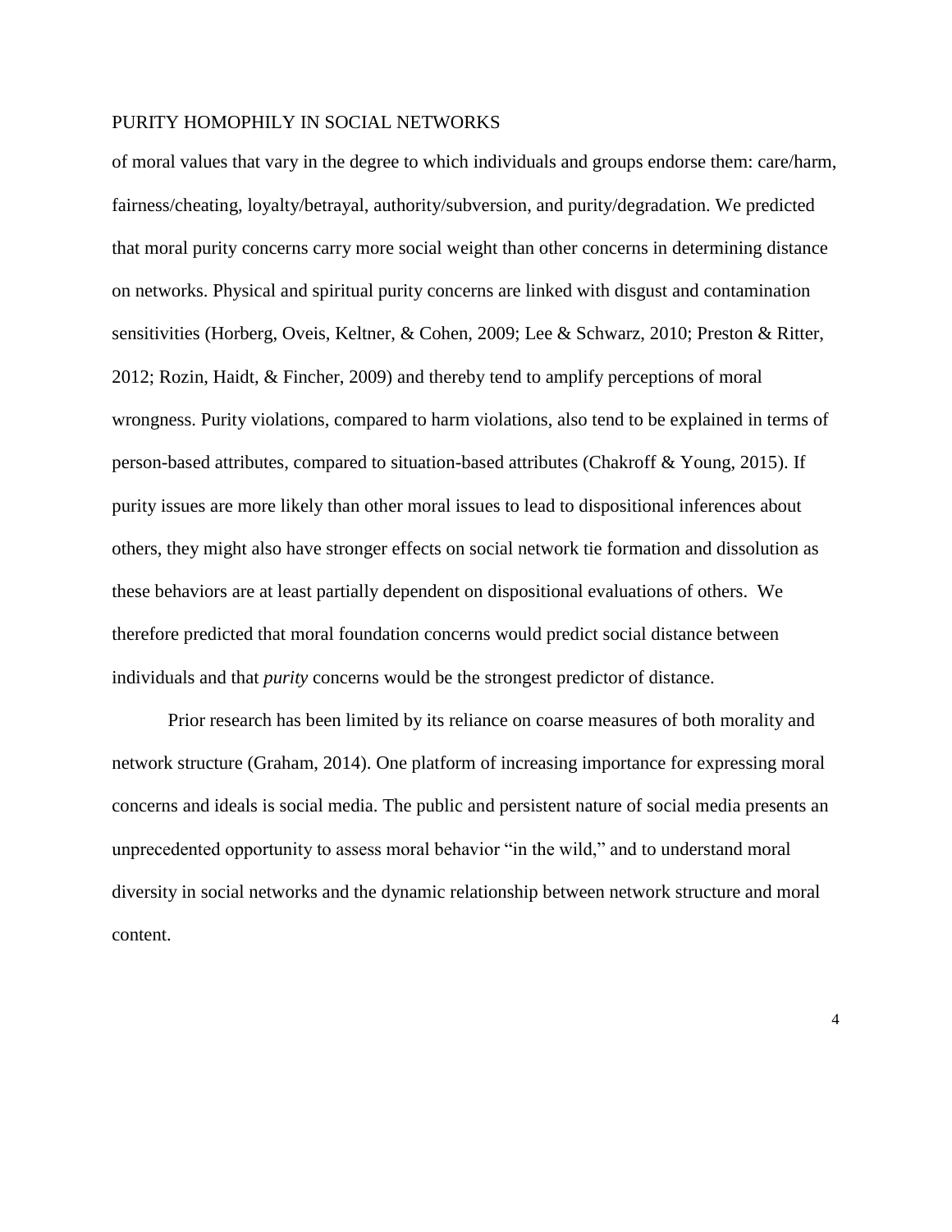of moral values that vary in the degree to which individuals and groups endorse them: care/harm, fairness/cheating, loyalty/betrayal, authority/subversion, and purity/degradation. We predicted that moral purity concerns carry more social weight than other concerns in determining distance on networks. Physical and spiritual purity concerns are linked with disgust and contamination sensitivities (Horberg, Oveis, Keltner, & Cohen, 2009; Lee & Schwarz, 2010; Preston & Ritter, 2012; Rozin, Haidt, & Fincher, 2009) and thereby tend to amplify perceptions of moral wrongness. Purity violations, compared to harm violations, also tend to be explained in terms of person-based attributes, compared to situation-based attributes (Chakroff & Young, 2015). If purity issues are more likely than other moral issues to lead to dispositional inferences about others, they might also have stronger effects on social network tie formation and dissolution as these behaviors are at least partially dependent on dispositional evaluations of others. We therefore predicted that moral foundation concerns would predict social distance between individuals and that *purity* concerns would be the strongest predictor of distance.

Prior research has been limited by its reliance on coarse measures of both morality and network structure (Graham, 2014). One platform of increasing importance for expressing moral concerns and ideals is social media. The public and persistent nature of social media presents an unprecedented opportunity to assess moral behavior "in the wild," and to understand moral diversity in social networks and the dynamic relationship between network structure and moral content.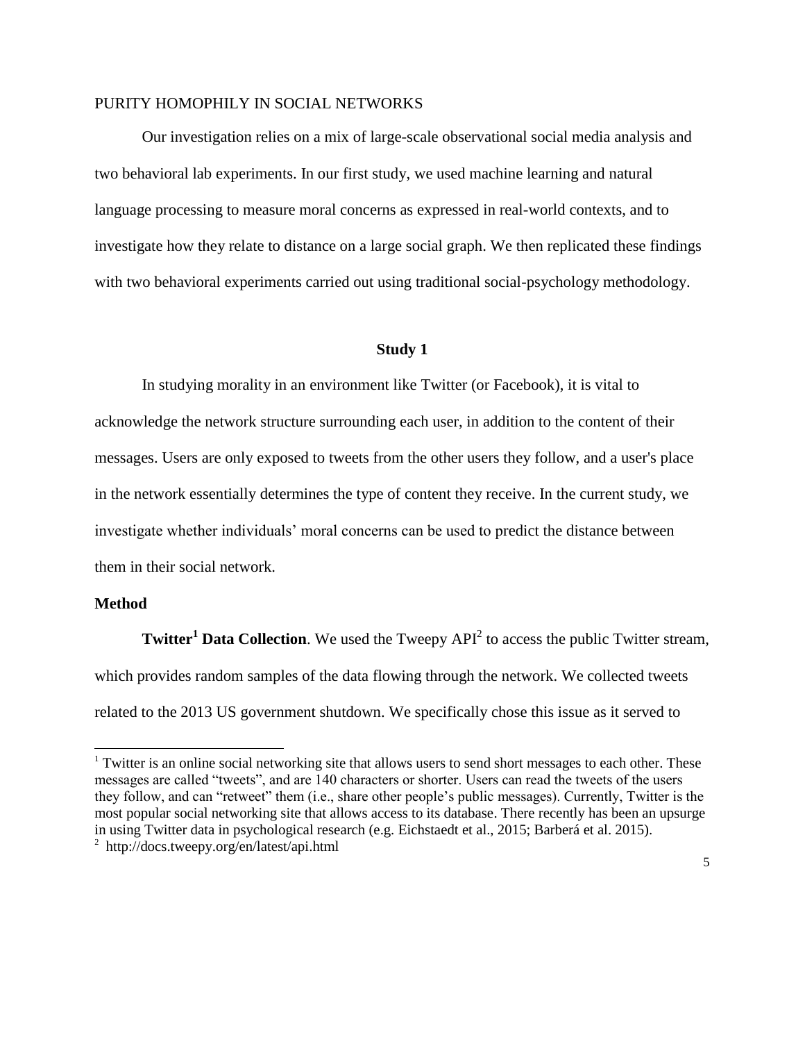Our investigation relies on a mix of large-scale observational social media analysis and two behavioral lab experiments. In our first study, we used machine learning and natural language processing to measure moral concerns as expressed in real-world contexts, and to investigate how they relate to distance on a large social graph. We then replicated these findings with two behavioral experiments carried out using traditional social-psychology methodology.

## Study 1

In studying morality in an environment like Twitter (or Facebook), it is vital to acknowledge the network structure surrounding each user, in addition to the content of their messages. Users are only exposed to tweets from the other users they follow, and a user's place in the network essentially determines the type of content they receive. In the current study, we investigate whether individuals' moral concerns can be used to predict the distance between them in their social network.

### Method

**Twitter[1] Data Collection**. We used the Tweepy API[2] to access the public Twitter stream, which provides random samples of the data flowing through the network. We collected tweets related to the 2013 US government shutdown. We specifically chose this issue as it served to

---

[1] Twitter is an online social networking site that allows users to send short messages to each other. These messages are called "tweets", and are 140 characters or shorter. Users can read the tweets of the users they follow, and can "retweet" them (i.e., share other people's public messages). Currently, Twitter is the most popular social networking site that allows access to its database. There recently has been an upsurge in using Twitter data in psychological research (e.g. Eichstaedt et al., 2015; Barberá et al. 2015).

[2] http://docs.tweepy.org/en/latest/api.html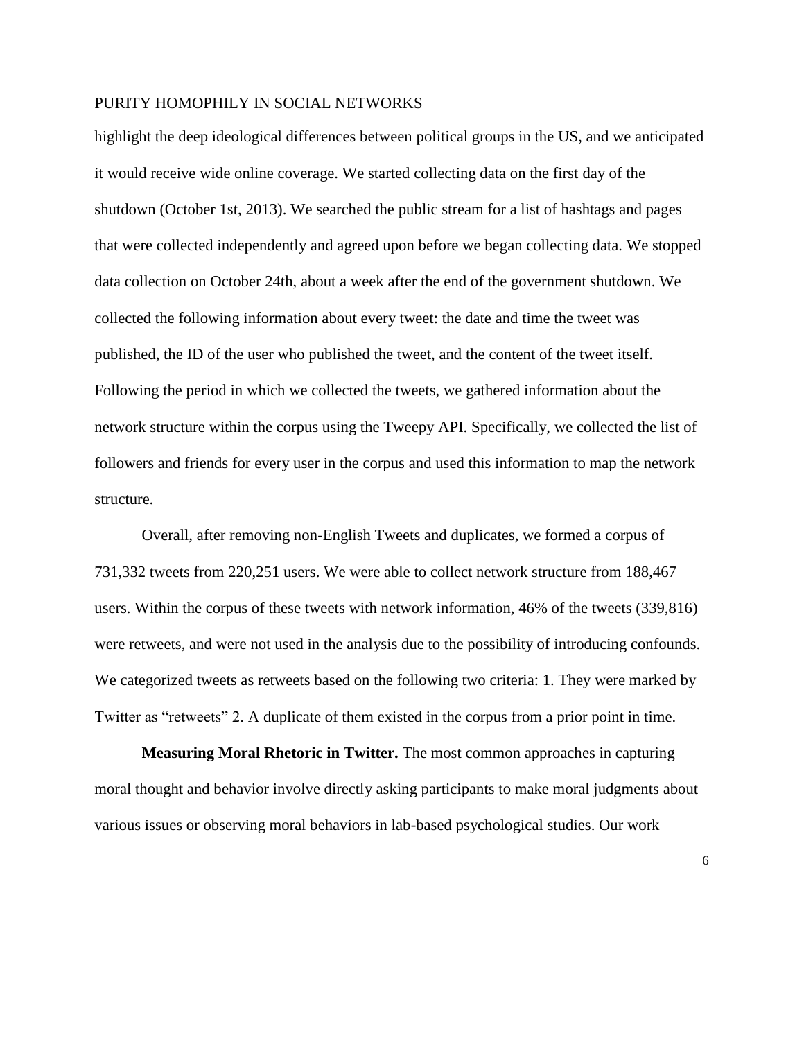highlight the deep ideological differences between political groups in the US, and we anticipated it would receive wide online coverage. We started collecting data on the first day of the shutdown (October 1st, 2013). We searched the public stream for a list of hashtags and pages that were collected independently and agreed upon before we began collecting data. We stopped data collection on October 24th, about a week after the end of the government shutdown. We collected the following information about every tweet: the date and time the tweet was published, the ID of the user who published the tweet, and the content of the tweet itself. Following the period in which we collected the tweets, we gathered information about the network structure within the corpus using the Tweepy API. Specifically, we collected the list of followers and friends for every user in the corpus and used this information to map the network structure.

Overall, after removing non-English Tweets and duplicates, we formed a corpus of 731,332 tweets from 220,251 users. We were able to collect network structure from 188,467 users. Within the corpus of these tweets with network information, 46% of the tweets (339,816) were retweets, and were not used in the analysis due to the possibility of introducing confounds. We categorized tweets as retweets based on the following two criteria: 1. They were marked by Twitter as "retweets" 2. A duplicate of them existed in the corpus from a prior point in time.

**Measuring Moral Rhetoric in Twitter.** The most common approaches in capturing moral thought and behavior involve directly asking participants to make moral judgments about various issues or observing moral behaviors in lab-based psychological studies. Our work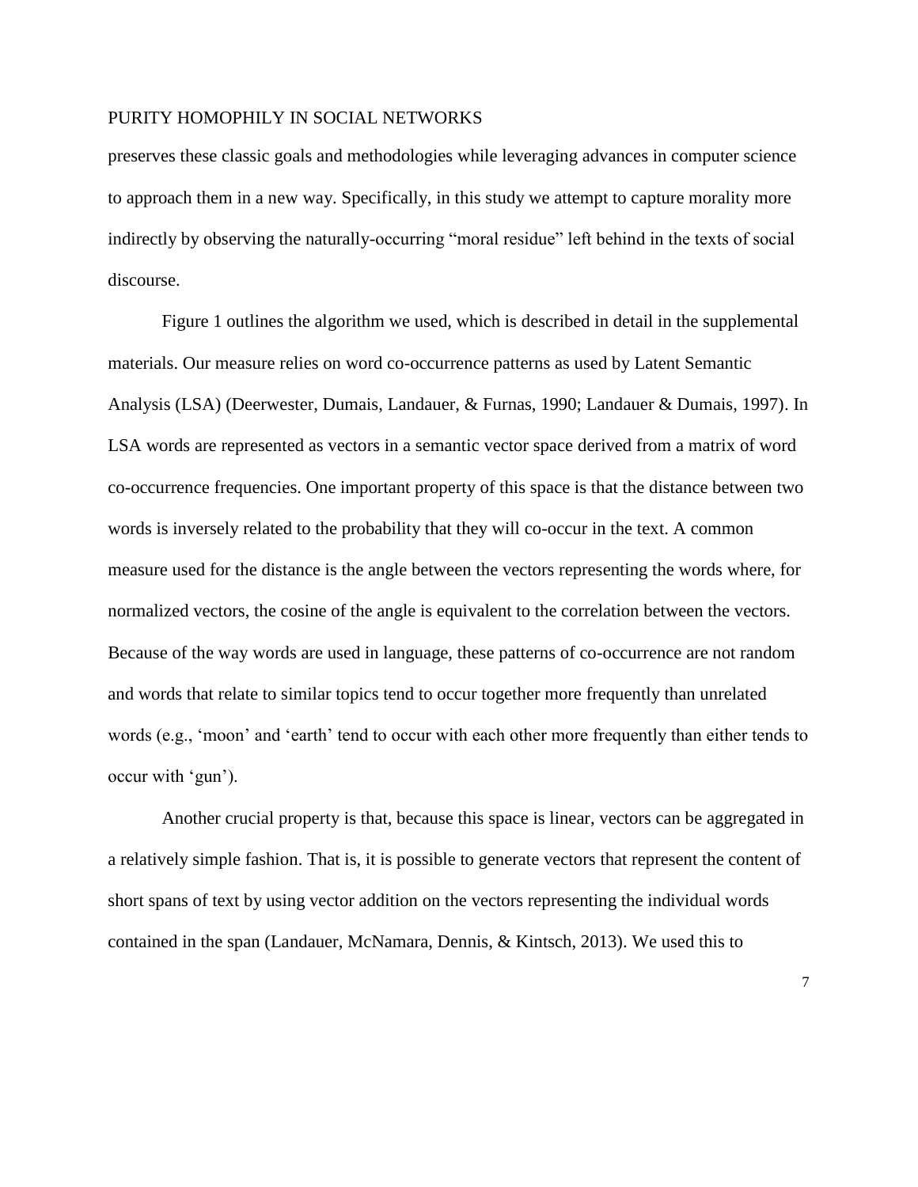preserves these classic goals and methodologies while leveraging advances in computer science to approach them in a new way. Specifically, in this study we attempt to capture morality more indirectly by observing the naturally-occurring "moral residue" left behind in the texts of social discourse.

Figure 1 outlines the algorithm we used, which is described in detail in the supplemental materials. Our measure relies on word co-occurrence patterns as used by Latent Semantic Analysis (LSA) (Deerwester, Dumais, Landauer, & Furnas, 1990; Landauer & Dumais, 1997). In LSA words are represented as vectors in a semantic vector space derived from a matrix of word co-occurrence frequencies. One important property of this space is that the distance between two words is inversely related to the probability that they will co-occur in the text. A common measure used for the distance is the angle between the vectors representing the words where, for normalized vectors, the cosine of the angle is equivalent to the correlation between the vectors. Because of the way words are used in language, these patterns of co-occurrence are not random and words that relate to similar topics tend to occur together more frequently than unrelated words (e.g., 'moon' and 'earth' tend to occur with each other more frequently than either tends to occur with 'gun').

Another crucial property is that, because this space is linear, vectors can be aggregated in a relatively simple fashion. That is, it is possible to generate vectors that represent the content of short spans of text by using vector addition on the vectors representing the individual words contained in the span (Landauer, McNamara, Dennis, & Kintsch, 2013). We used this to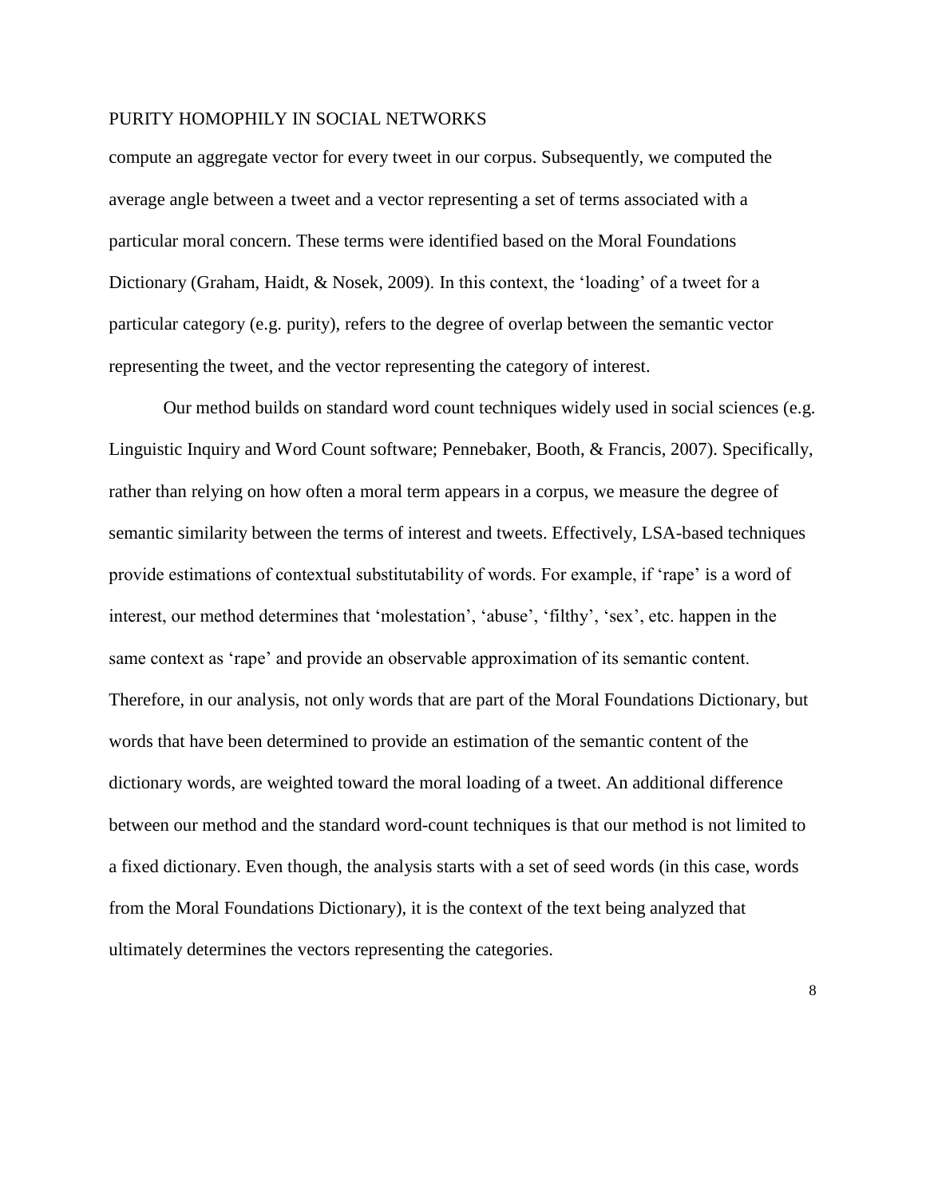compute an aggregate vector for every tweet in our corpus. Subsequently, we computed the average angle between a tweet and a vector representing a set of terms associated with a particular moral concern. These terms were identified based on the Moral Foundations Dictionary (Graham, Haidt, & Nosek, 2009). In this context, the 'loading' of a tweet for a particular category (e.g. purity), refers to the degree of overlap between the semantic vector representing the tweet, and the vector representing the category of interest.

Our method builds on standard word count techniques widely used in social sciences (e.g. Linguistic Inquiry and Word Count software; Pennebaker, Booth, & Francis, 2007). Specifically, rather than relying on how often a moral term appears in a corpus, we measure the degree of semantic similarity between the terms of interest and tweets. Effectively, LSA-based techniques provide estimations of contextual substitutability of words. For example, if 'rape' is a word of interest, our method determines that 'molestation', 'abuse', 'filthy', 'sex', etc. happen in the same context as 'rape' and provide an observable approximation of its semantic content. Therefore, in our analysis, not only words that are part of the Moral Foundations Dictionary, but words that have been determined to provide an estimation of the semantic content of the dictionary words, are weighted toward the moral loading of a tweet. An additional difference between our method and the standard word-count techniques is that our method is not limited to a fixed dictionary. Even though, the analysis starts with a set of seed words (in this case, words from the Moral Foundations Dictionary), it is the context of the text being analyzed that ultimately determines the vectors representing the categories.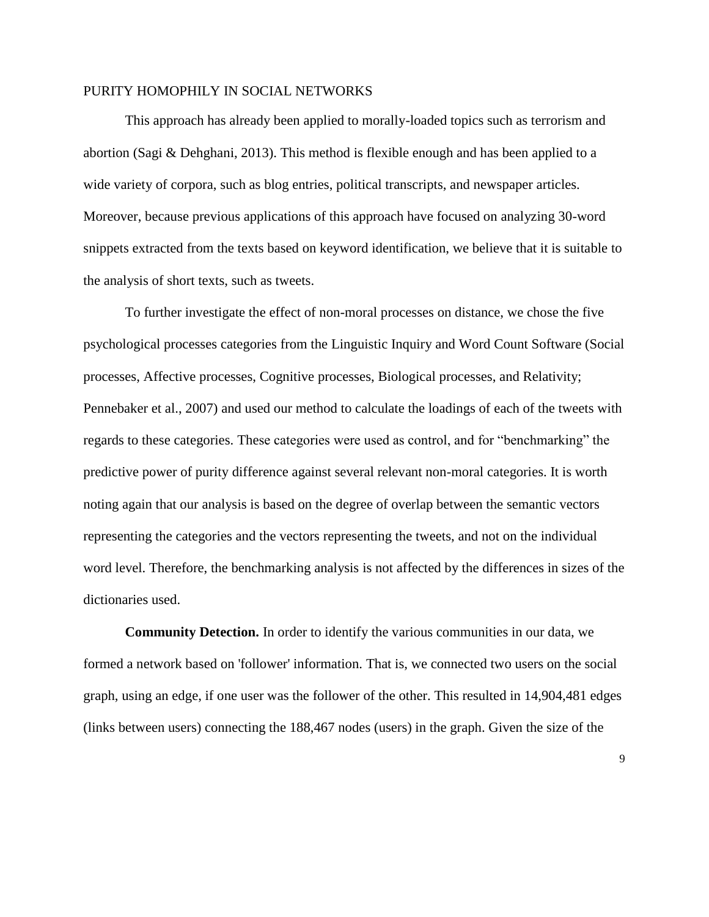This approach has already been applied to morally-loaded topics such as terrorism and abortion (Sagi & Dehghani, 2013). This method is flexible enough and has been applied to a wide variety of corpora, such as blog entries, political transcripts, and newspaper articles. Moreover, because previous applications of this approach have focused on analyzing 30-word snippets extracted from the texts based on keyword identification, we believe that it is suitable to the analysis of short texts, such as tweets.

To further investigate the effect of non-moral processes on distance, we chose the five psychological processes categories from the Linguistic Inquiry and Word Count Software (Social processes, Affective processes, Cognitive processes, Biological processes, and Relativity; Pennebaker et al., 2007) and used our method to calculate the loadings of each of the tweets with regards to these categories. These categories were used as control, and for "benchmarking" the predictive power of purity difference against several relevant non-moral categories. It is worth noting again that our analysis is based on the degree of overlap between the semantic vectors representing the categories and the vectors representing the tweets, and not on the individual word level. Therefore, the benchmarking analysis is not affected by the differences in sizes of the dictionaries used.

**Community Detection.** In order to identify the various communities in our data, we formed a network based on 'follower' information. That is, we connected two users on the social graph, using an edge, if one user was the follower of the other. This resulted in 14,904,481 edges (links between users) connecting the 188,467 nodes (users) in the graph. Given the size of the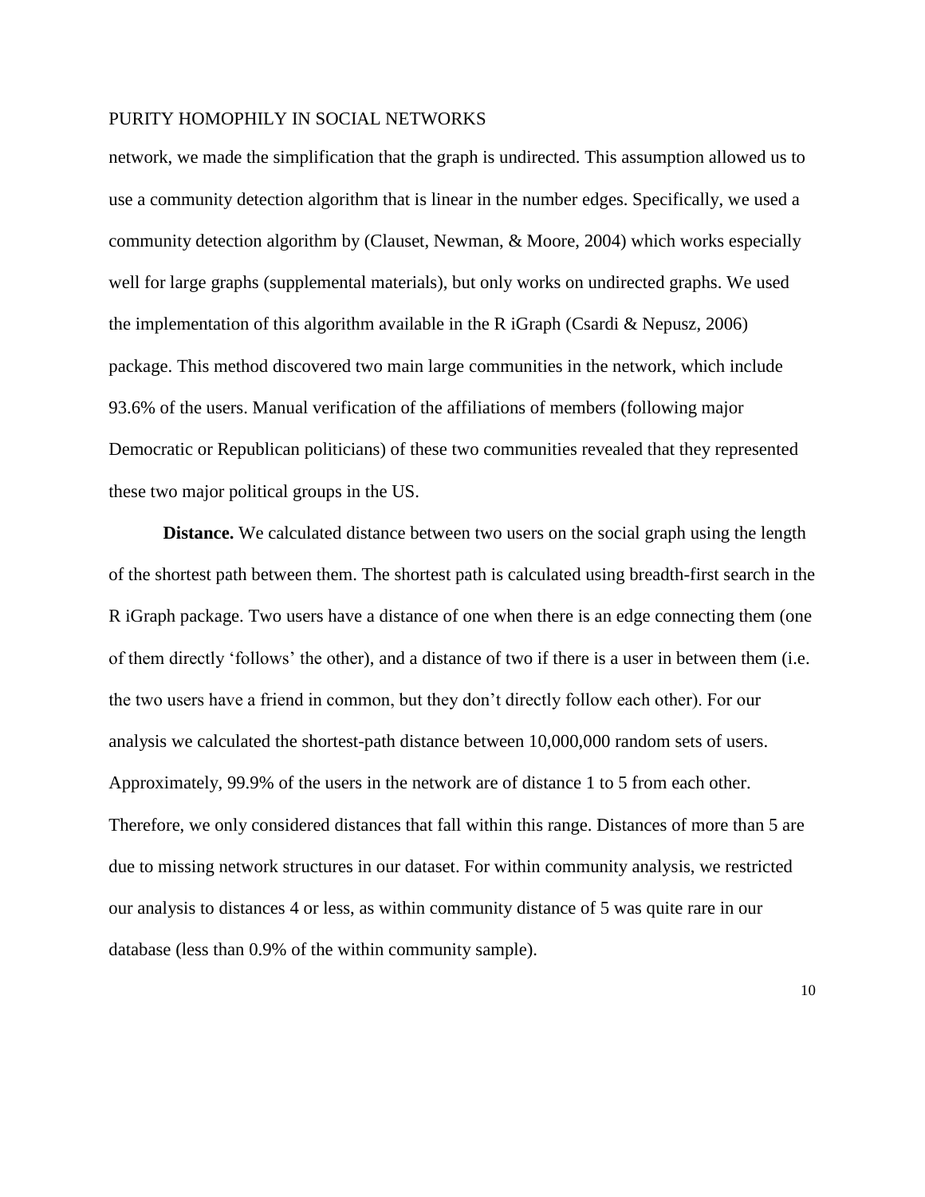network, we made the simplification that the graph is undirected. This assumption allowed us to use a community detection algorithm that is linear in the number edges. Specifically, we used a community detection algorithm by (Clauset, Newman, & Moore, 2004) which works especially well for large graphs (supplemental materials), but only works on undirected graphs. We used the implementation of this algorithm available in the R iGraph (Csardi & Nepusz, 2006) package. This method discovered two main large communities in the network, which include 93.6% of the users. Manual verification of the affiliations of members (following major Democratic or Republican politicians) of these two communities revealed that they represented these two major political groups in the US.

**Distance.** We calculated distance between two users on the social graph using the length of the shortest path between them. The shortest path is calculated using breadth-first search in the R iGraph package. Two users have a distance of one when there is an edge connecting them (one of them directly 'follows' the other), and a distance of two if there is a user in between them (i.e. the two users have a friend in common, but they don't directly follow each other). For our analysis we calculated the shortest-path distance between 10,000,000 random sets of users. Approximately, 99.9% of the users in the network are of distance 1 to 5 from each other. Therefore, we only considered distances that fall within this range. Distances of more than 5 are due to missing network structures in our dataset. For within community analysis, we restricted our analysis to distances 4 or less, as within community distance of 5 was quite rare in our database (less than 0.9% of the within community sample).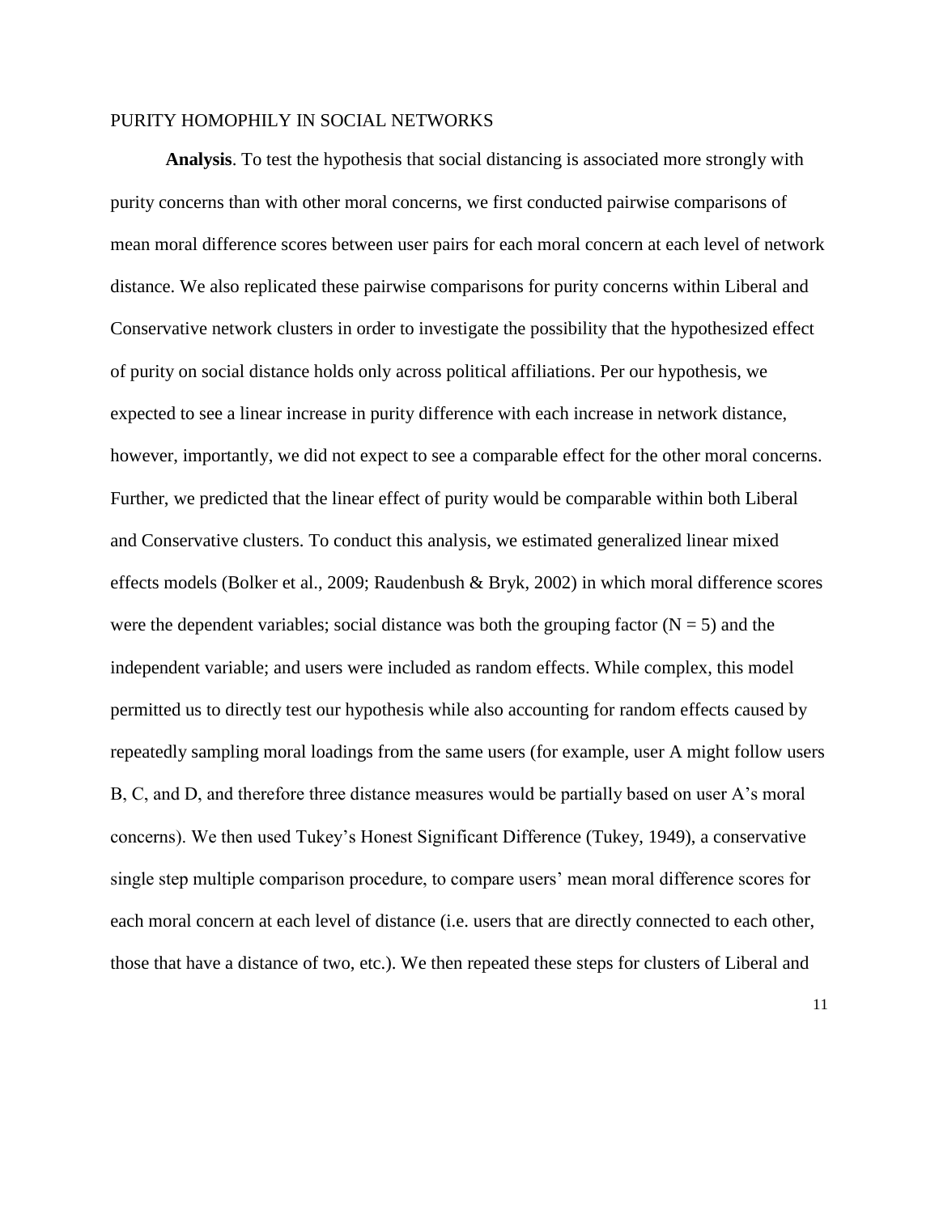**Analysis**. To test the hypothesis that social distancing is associated more strongly with purity concerns than with other moral concerns, we first conducted pairwise comparisons of mean moral difference scores between user pairs for each moral concern at each level of network distance. We also replicated these pairwise comparisons for purity concerns within Liberal and Conservative network clusters in order to investigate the possibility that the hypothesized effect of purity on social distance holds only across political affiliations. Per our hypothesis, we expected to see a linear increase in purity difference with each increase in network distance, however, importantly, we did not expect to see a comparable effect for the other moral concerns. Further, we predicted that the linear effect of purity would be comparable within both Liberal and Conservative clusters. To conduct this analysis, we estimated generalized linear mixed effects models (Bolker et al., 2009; Raudenbush & Bryk, 2002) in which moral difference scores were the dependent variables; social distance was both the grouping factor ($N = 5$) and the independent variable; and users were included as random effects. While complex, this model permitted us to directly test our hypothesis while also accounting for random effects caused by repeatedly sampling moral loadings from the same users (for example, user A might follow users B, C, and D, and therefore three distance measures would be partially based on user A's moral concerns). We then used Tukey's Honest Significant Difference (Tukey, 1949), a conservative single step multiple comparison procedure, to compare users' mean moral difference scores for each moral concern at each level of distance (i.e. users that are directly connected to each other, those that have a distance of two, etc.). We then repeated these steps for clusters of Liberal and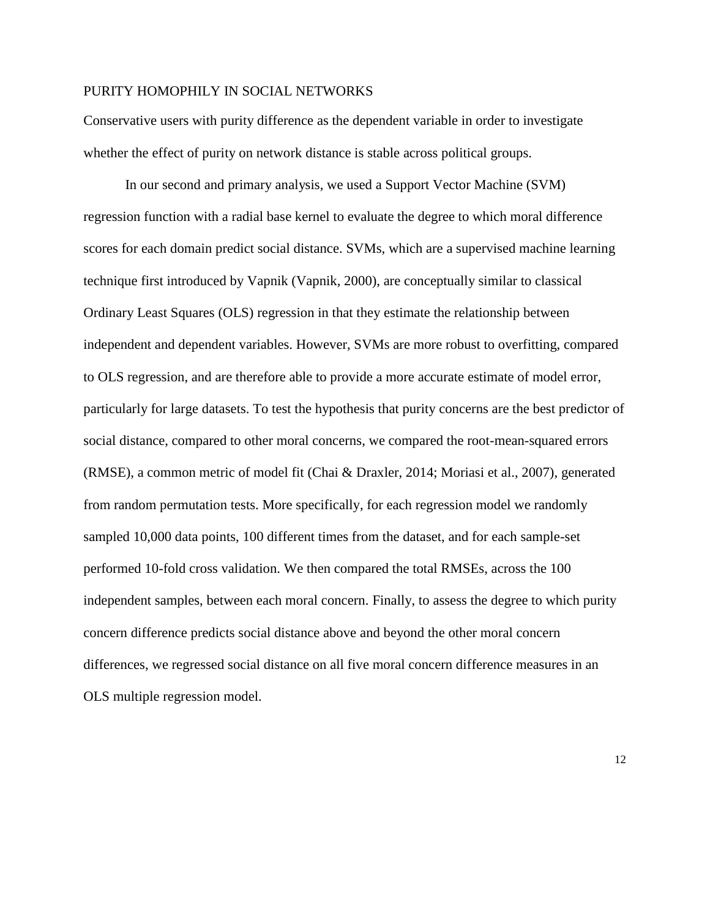Conservative users with purity difference as the dependent variable in order to investigate whether the effect of purity on network distance is stable across political groups.

In our second and primary analysis, we used a Support Vector Machine (SVM) regression function with a radial base kernel to evaluate the degree to which moral difference scores for each domain predict social distance. SVMs, which are a supervised machine learning technique first introduced by Vapnik (Vapnik, 2000), are conceptually similar to classical Ordinary Least Squares (OLS) regression in that they estimate the relationship between independent and dependent variables. However, SVMs are more robust to overfitting, compared to OLS regression, and are therefore able to provide a more accurate estimate of model error, particularly for large datasets. To test the hypothesis that purity concerns are the best predictor of social distance, compared to other moral concerns, we compared the root-mean-squared errors (RMSE), a common metric of model fit (Chai & Draxler, 2014; Moriasi et al., 2007), generated from random permutation tests. More specifically, for each regression model we randomly sampled 10,000 data points, 100 different times from the dataset, and for each sample-set performed 10-fold cross validation. We then compared the total RMSEs, across the 100 independent samples, between each moral concern. Finally, to assess the degree to which purity concern difference predicts social distance above and beyond the other moral concern differences, we regressed social distance on all five moral concern difference measures in an OLS multiple regression model.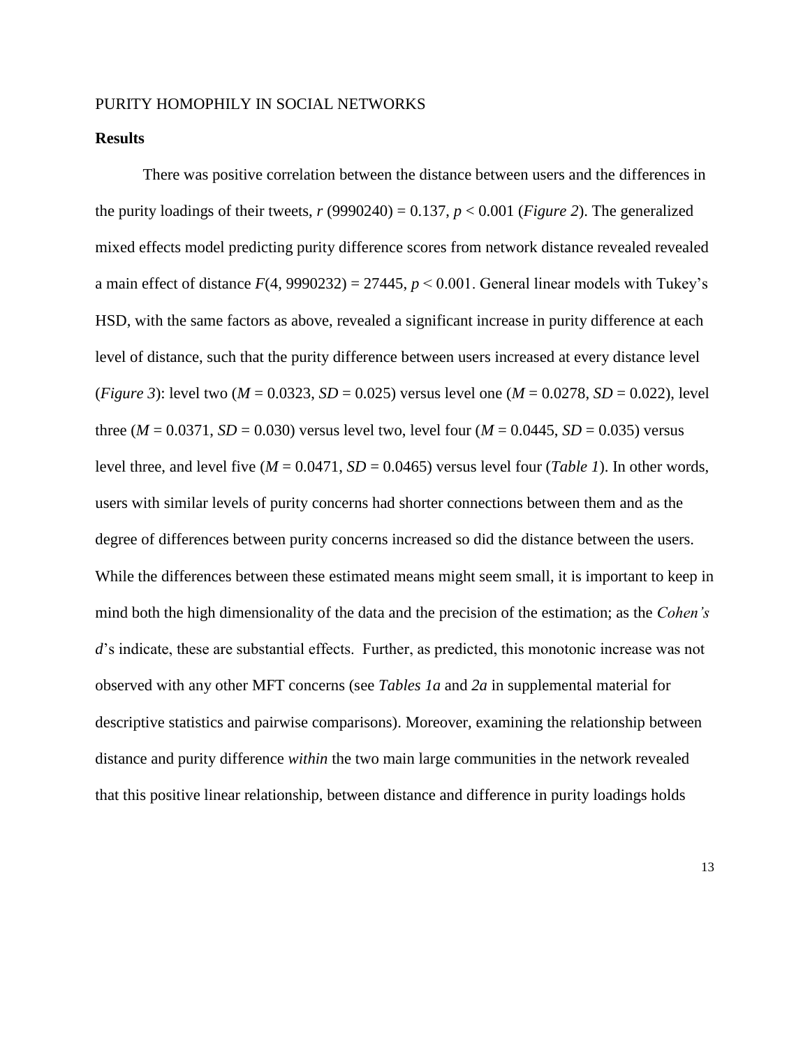## Results

There was positive correlation between the distance between users and the differences in the purity loadings of their tweets, $r$ (9990240) = 0.137, $p < 0.001$ (*Figure 2*). The generalized mixed effects model predicting purity difference scores from network distance revealed revealed a main effect of distance $F(4, 9990232) = 27445$, $p < 0.001$. General linear models with Tukey's HSD, with the same factors as above, revealed a significant increase in purity difference at each level of distance, such that the purity difference between users increased at every distance level (*Figure 3*): level two ($M = 0.0323$, $SD = 0.025$) versus level one ($M = 0.0278$, $SD = 0.022$), level three ($M = 0.0371$, $SD = 0.030$) versus level two, level four ($M = 0.0445$, $SD = 0.035$) versus level three, and level five ($M = 0.0471$, $SD = 0.0465$) versus level four (*Table 1*). In other words, users with similar levels of purity concerns had shorter connections between them and as the degree of differences between purity concerns increased so did the distance between the users. While the differences between these estimated means might seem small, it is important to keep in mind both the high dimensionality of the data and the precision of the estimation; as the *Cohen's d*'s indicate, these are substantial effects. Further, as predicted, this monotonic increase was not observed with any other MFT concerns (see *Tables 1a* and *2a* in supplemental material for descriptive statistics and pairwise comparisons). Moreover, examining the relationship between distance and purity difference *within* the two main large communities in the network revealed that this positive linear relationship, between distance and difference in purity loadings holds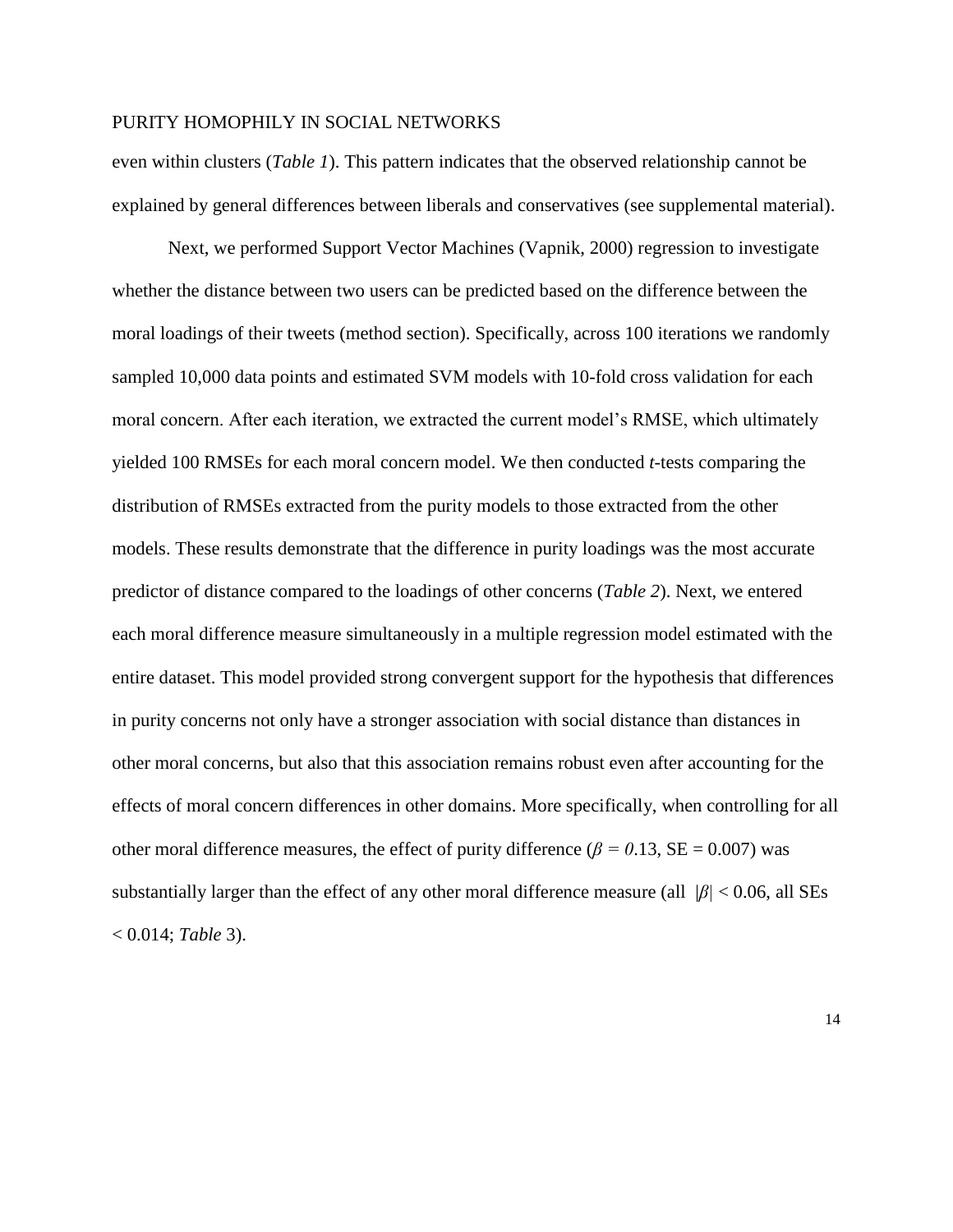even within clusters (*Table 1*). This pattern indicates that the observed relationship cannot be explained by general differences between liberals and conservatives (see supplemental material).

Next, we performed Support Vector Machines (Vapnik, 2000) regression to investigate whether the distance between two users can be predicted based on the difference between the moral loadings of their tweets (method section). Specifically, across 100 iterations we randomly sampled 10,000 data points and estimated SVM models with 10-fold cross validation for each moral concern. After each iteration, we extracted the current model's RMSE, which ultimately yielded 100 RMSEs for each moral concern model. We then conducted *t*-tests comparing the distribution of RMSEs extracted from the purity models to those extracted from the other models. These results demonstrate that the difference in purity loadings was the most accurate predictor of distance compared to the loadings of other concerns (*Table 2*). Next, we entered each moral difference measure simultaneously in a multiple regression model estimated with the entire dataset. This model provided strong convergent support for the hypothesis that differences in purity concerns not only have a stronger association with social distance than distances in other moral concerns, but also that this association remains robust even after accounting for the effects of moral concern differences in other domains. More specifically, when controlling for all other moral difference measures, the effect of purity difference ($\beta = 0.13$, SE = 0.007) was substantially larger than the effect of any other moral difference measure (all $|\beta| < 0.06$, all SEs < 0.014; *Table* 3).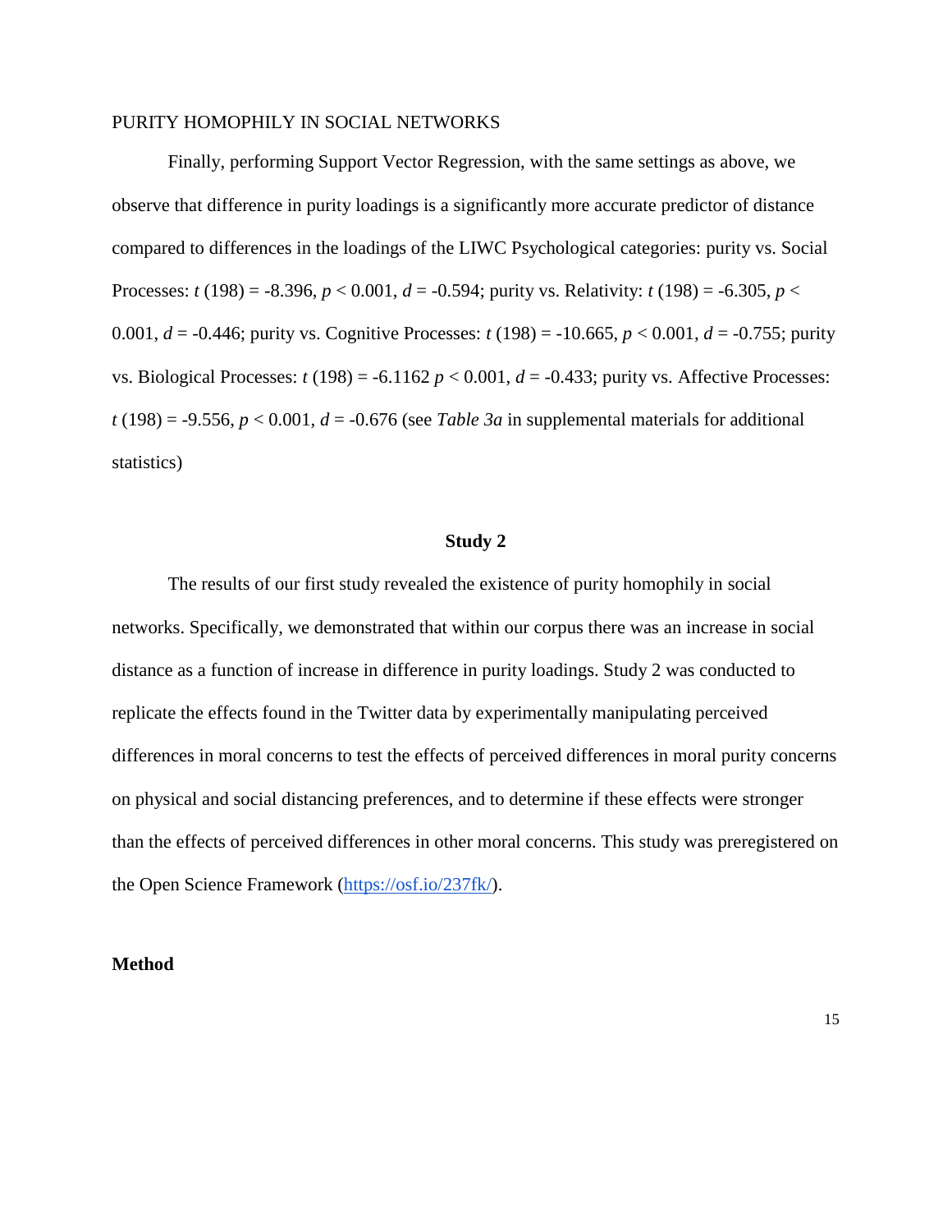Finally, performing Support Vector Regression, with the same settings as above, we observe that difference in purity loadings is a significantly more accurate predictor of distance compared to differences in the loadings of the LIWC Psychological categories: purity vs. Social Processes: $t$ (198) = -8.396, $p$ < 0.001, $d$ = -0.594; purity vs. Relativity: $t$ (198) = -6.305, $p$ < 0.001, $d$ = -0.446; purity vs. Cognitive Processes: $t$ (198) = -10.665, $p$ < 0.001, $d$ = -0.755; purity vs. Biological Processes: $t$ (198) = -6.1162 $p$ < 0.001, $d$ = -0.433; purity vs. Affective Processes: $t$ (198) = -9.556, $p$ < 0.001, $d$ = -0.676 (see *Table 3a* in supplemental materials for additional statistics)

## Study 2

The results of our first study revealed the existence of purity homophily in social networks. Specifically, we demonstrated that within our corpus there was an increase in social distance as a function of increase in difference in purity loadings. Study 2 was conducted to replicate the effects found in the Twitter data by experimentally manipulating perceived differences in moral concerns to test the effects of perceived differences in moral purity concerns on physical and social distancing preferences, and to determine if these effects were stronger than the effects of perceived differences in other moral concerns. This study was preregistered on the Open Science Framework (https://osf.io/237fk/).

### Method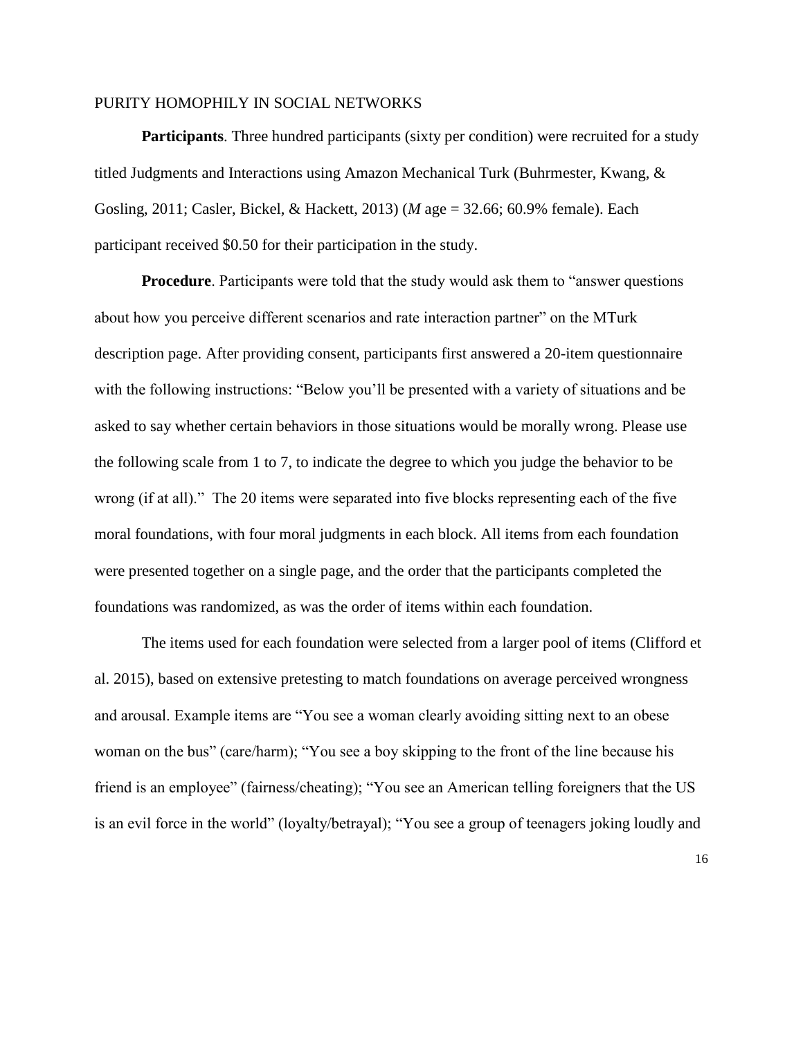**Participants**. Three hundred participants (sixty per condition) were recruited for a study titled Judgments and Interactions using Amazon Mechanical Turk (Buhrmester, Kwang, & Gosling, 2011; Casler, Bickel, & Hackett, 2013) (*M* age = 32.66; 60.9% female). Each participant received $0.50 for their participation in the study.

**Procedure**. Participants were told that the study would ask them to "answer questions about how you perceive different scenarios and rate interaction partner" on the MTurk description page. After providing consent, participants first answered a 20-item questionnaire with the following instructions: "Below you'll be presented with a variety of situations and be asked to say whether certain behaviors in those situations would be morally wrong. Please use the following scale from 1 to 7, to indicate the degree to which you judge the behavior to be wrong (if at all)." The 20 items were separated into five blocks representing each of the five moral foundations, with four moral judgments in each block. All items from each foundation were presented together on a single page, and the order that the participants completed the foundations was randomized, as was the order of items within each foundation.

The items used for each foundation were selected from a larger pool of items (Clifford et al. 2015), based on extensive pretesting to match foundations on average perceived wrongness and arousal. Example items are "You see a woman clearly avoiding sitting next to an obese woman on the bus" (care/harm); "You see a boy skipping to the front of the line because his friend is an employee" (fairness/cheating); "You see an American telling foreigners that the US is an evil force in the world" (loyalty/betrayal); "You see a group of teenagers joking loudly and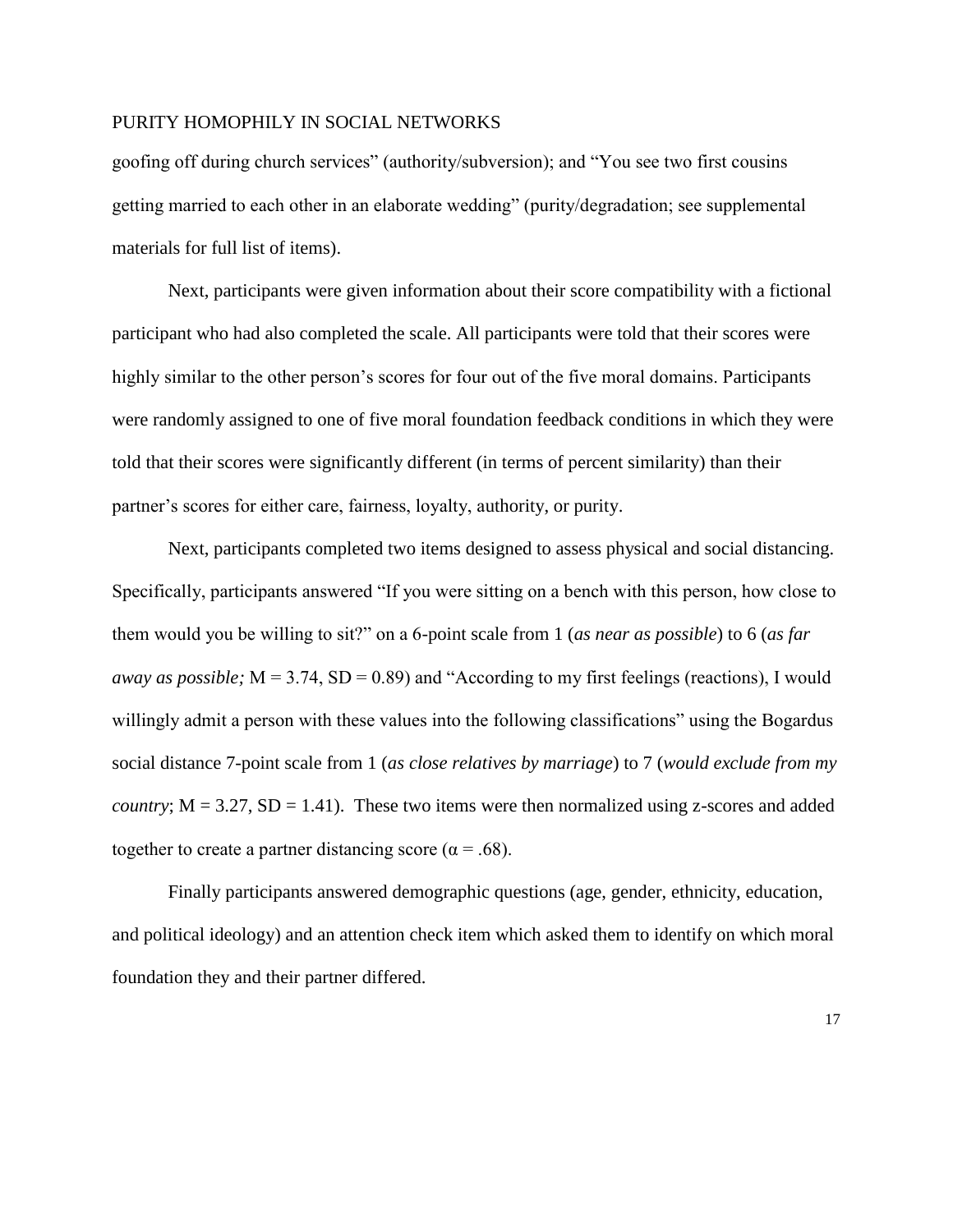goofing off during church services" (authority/subversion); and "You see two first cousins getting married to each other in an elaborate wedding" (purity/degradation; see supplemental materials for full list of items).

Next, participants were given information about their score compatibility with a fictional participant who had also completed the scale. All participants were told that their scores were highly similar to the other person's scores for four out of the five moral domains. Participants were randomly assigned to one of five moral foundation feedback conditions in which they were told that their scores were significantly different (in terms of percent similarity) than their partner's scores for either care, fairness, loyalty, authority, or purity.

Next, participants completed two items designed to assess physical and social distancing. Specifically, participants answered "If you were sitting on a bench with this person, how close to them would you be willing to sit?" on a 6-point scale from 1 (*as near as possible*) to 6 (*as far away as possible;* $M = 3.74$, $SD = 0.89$) and "According to my first feelings (reactions), I would willingly admit a person with these values into the following classifications" using the Bogardus social distance 7-point scale from 1 (*as close relatives by marriage*) to 7 (*would exclude from my country*; $M = 3.27$, $SD = 1.41$). These two items were then normalized using z-scores and added together to create a partner distancing score ($\alpha = .68$).

Finally participants answered demographic questions (age, gender, ethnicity, education, and political ideology) and an attention check item which asked them to identify on which moral foundation they and their partner differed.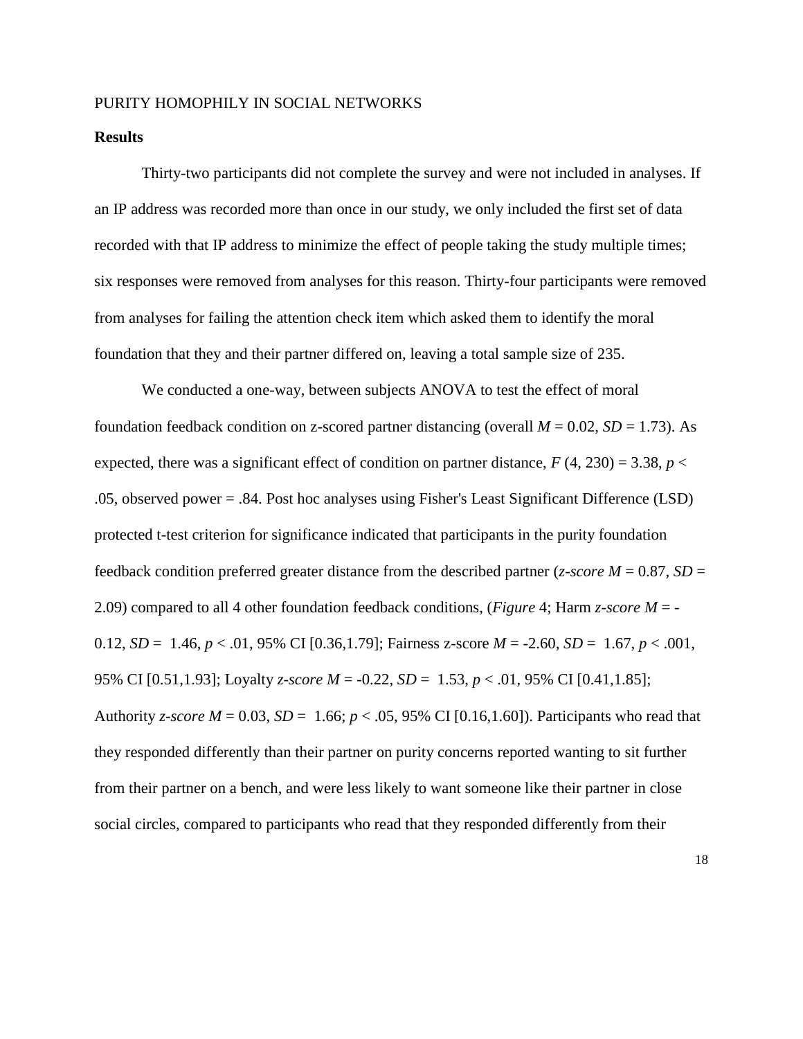## Results

Thirty-two participants did not complete the survey and were not included in analyses. If an IP address was recorded more than once in our study, we only included the first set of data recorded with that IP address to minimize the effect of people taking the study multiple times; six responses were removed from analyses for this reason. Thirty-four participants were removed from analyses for failing the attention check item which asked them to identify the moral foundation that they and their partner differed on, leaving a total sample size of 235.

We conducted a one-way, between subjects ANOVA to test the effect of moral foundation feedback condition on z-scored partner distancing (overall $M = 0.02$, $SD = 1.73$). As expected, there was a significant effect of condition on partner distance, $F(4, 230) = 3.38$, $p < .05$, observed power = .84. Post hoc analyses using Fisher's Least Significant Difference (LSD) protected t-test criterion for significance indicated that participants in the purity foundation feedback condition preferred greater distance from the described partner (*z-score* $M = 0.87$, $SD = 2.09$) compared to all 4 other foundation feedback conditions, (*Figure* 4; Harm *z-score* $M = -0.12$, $SD = 1.46$, $p < .01$, 95% CI [0.36,1.79]; Fairness z-score $M = -2.60$, $SD = 1.67$, $p < .001$, 95% CI [0.51,1.93]; Loyalty *z-score* $M = -0.22$, $SD = 1.53$, $p < .01$, 95% CI [0.41,1.85]; Authority *z-score* $M = 0.03$, $SD = 1.66$; $p < .05$, 95% CI [0.16,1.60]). Participants who read that they responded differently than their partner on purity concerns reported wanting to sit further from their partner on a bench, and were less likely to want someone like their partner in close social circles, compared to participants who read that they responded differently from their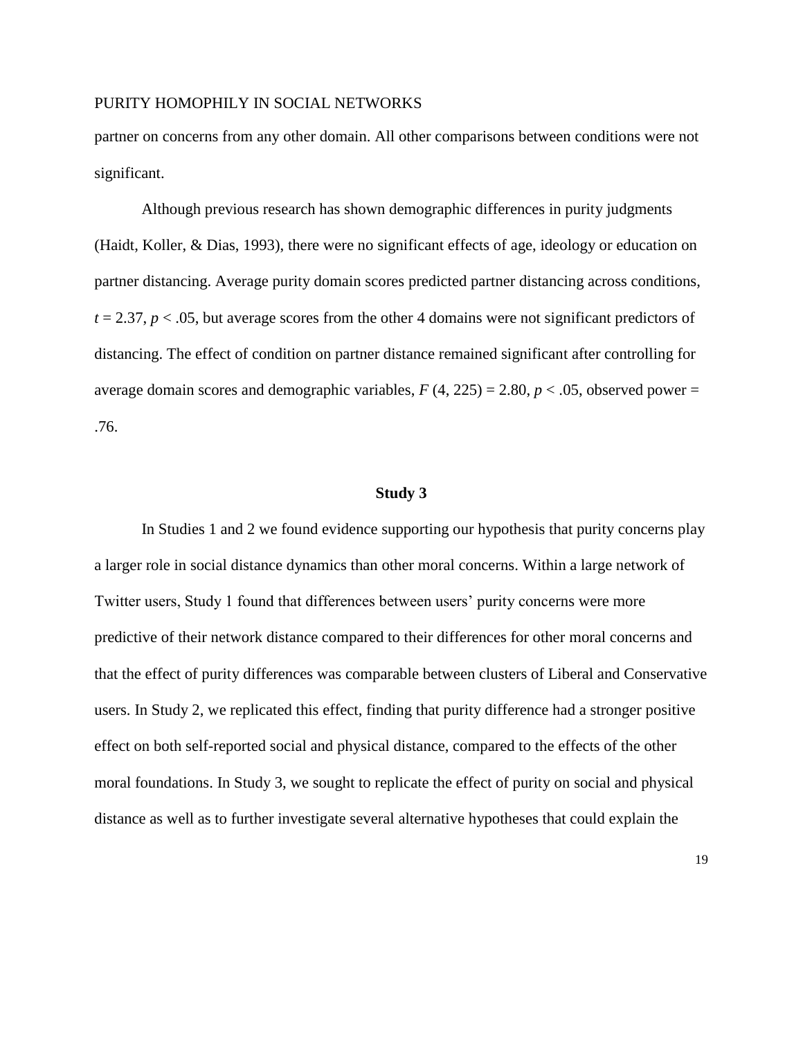partner on concerns from any other domain. All other comparisons between conditions were not significant.

Although previous research has shown demographic differences in purity judgments (Haidt, Koller, & Dias, 1993), there were no significant effects of age, ideology or education on partner distancing. Average purity domain scores predicted partner distancing across conditions, $t = 2.37$, $p < .05$, but average scores from the other 4 domains were not significant predictors of distancing. The effect of condition on partner distance remained significant after controlling for average domain scores and demographic variables, $F(4, 225) = 2.80$, $p < .05$, observed power = .76.

## Study 3

In Studies 1 and 2 we found evidence supporting our hypothesis that purity concerns play a larger role in social distance dynamics than other moral concerns. Within a large network of Twitter users, Study 1 found that differences between users' purity concerns were more predictive of their network distance compared to their differences for other moral concerns and that the effect of purity differences was comparable between clusters of Liberal and Conservative users. In Study 2, we replicated this effect, finding that purity difference had a stronger positive effect on both self-reported social and physical distance, compared to the effects of the other moral foundations. In Study 3, we sought to replicate the effect of purity on social and physical distance as well as to further investigate several alternative hypotheses that could explain the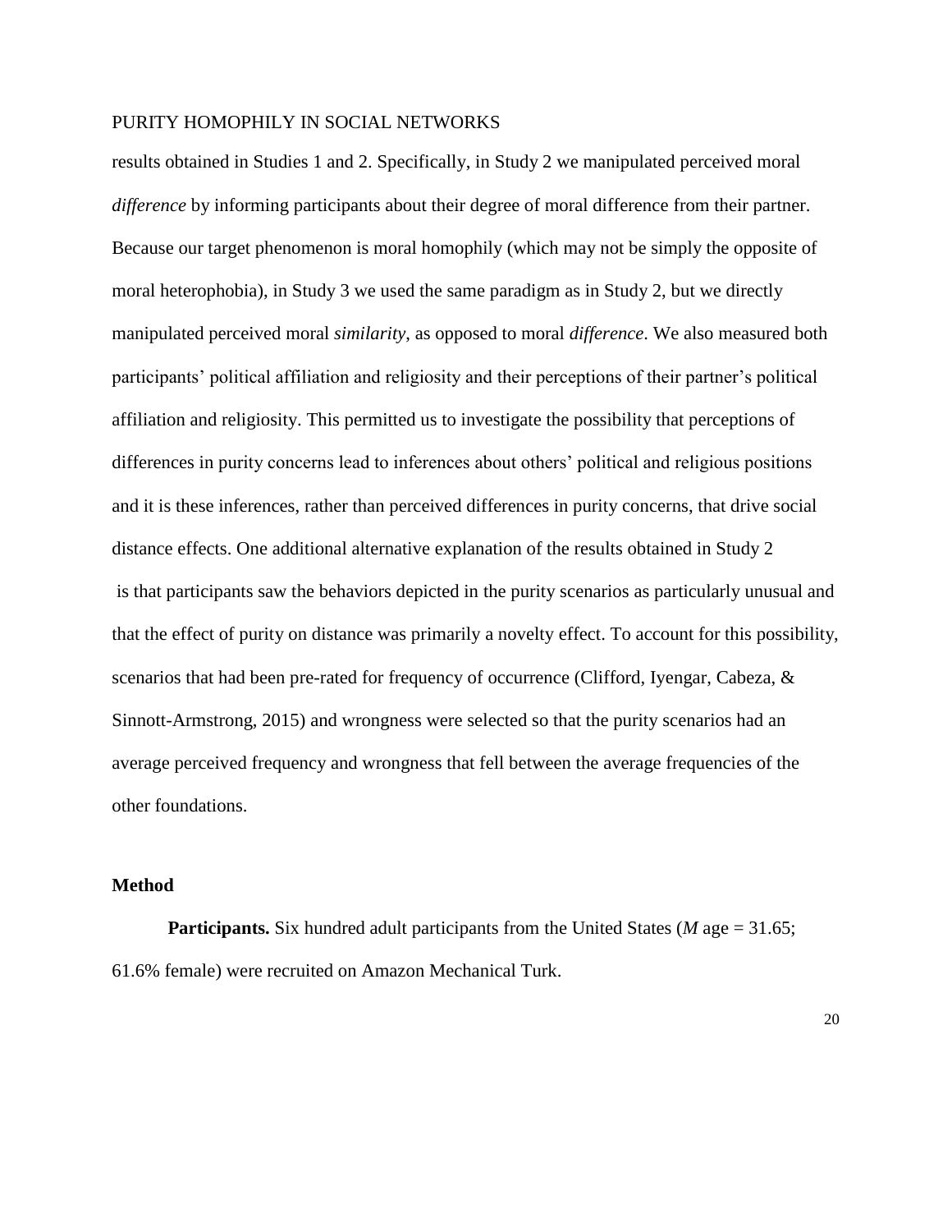results obtained in Studies 1 and 2. Specifically, in Study 2 we manipulated perceived moral *difference* by informing participants about their degree of moral difference from their partner. Because our target phenomenon is moral homophily (which may not be simply the opposite of moral heterophobia), in Study 3 we used the same paradigm as in Study 2, but we directly manipulated perceived moral *similarity*, as opposed to moral *difference*. We also measured both participants' political affiliation and religiosity and their perceptions of their partner's political affiliation and religiosity. This permitted us to investigate the possibility that perceptions of differences in purity concerns lead to inferences about others' political and religious positions and it is these inferences, rather than perceived differences in purity concerns, that drive social distance effects. One additional alternative explanation of the results obtained in Study 2 is that participants saw the behaviors depicted in the purity scenarios as particularly unusual and that the effect of purity on distance was primarily a novelty effect. To account for this possibility, scenarios that had been pre-rated for frequency of occurrence (Clifford, Iyengar, Cabeza, & Sinnott-Armstrong, 2015) and wrongness were selected so that the purity scenarios had an average perceived frequency and wrongness that fell between the average frequencies of the other foundations.

## Method

**Participants.** Six hundred adult participants from the United States (*M* age = 31.65; 61.6% female) were recruited on Amazon Mechanical Turk.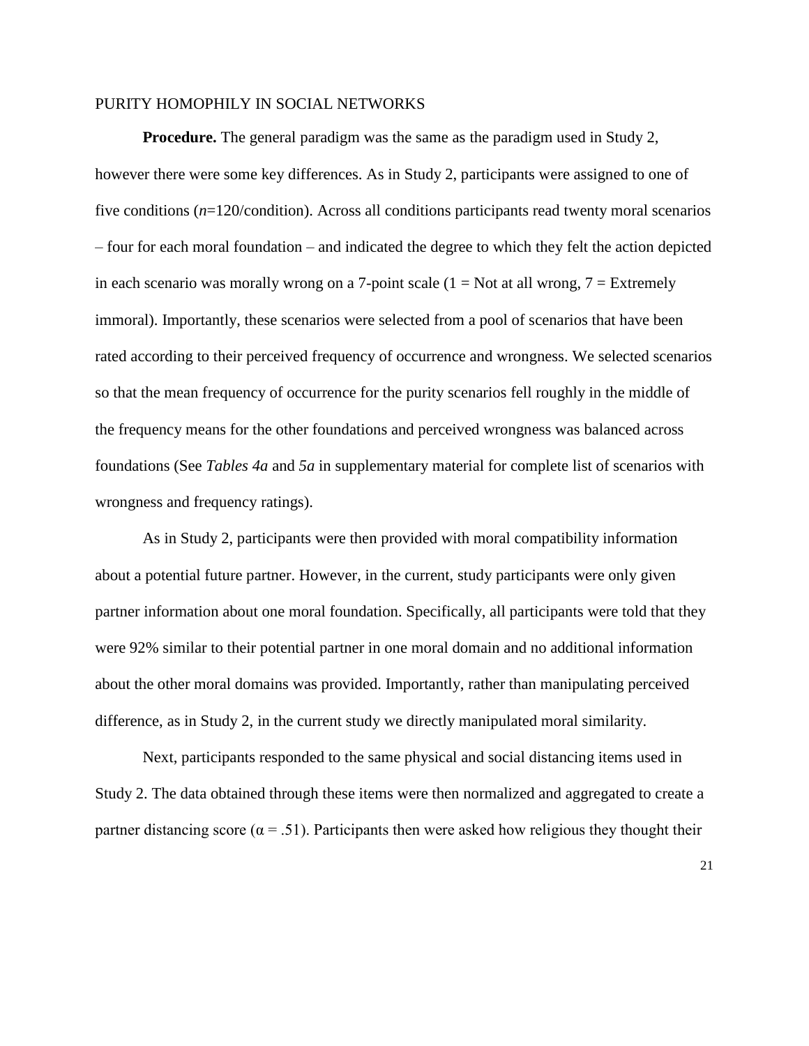**Procedure.** The general paradigm was the same as the paradigm used in Study 2, however there were some key differences. As in Study 2, participants were assigned to one of five conditions (*n*=120/condition). Across all conditions participants read twenty moral scenarios – four for each moral foundation – and indicated the degree to which they felt the action depicted in each scenario was morally wrong on a 7-point scale (1 = Not at all wrong, 7 = Extremely immoral). Importantly, these scenarios were selected from a pool of scenarios that have been rated according to their perceived frequency of occurrence and wrongness. We selected scenarios so that the mean frequency of occurrence for the purity scenarios fell roughly in the middle of the frequency means for the other foundations and perceived wrongness was balanced across foundations (See *Tables 4a* and *5a* in supplementary material for complete list of scenarios with wrongness and frequency ratings).

As in Study 2, participants were then provided with moral compatibility information about a potential future partner. However, in the current, study participants were only given partner information about one moral foundation. Specifically, all participants were told that they were 92% similar to their potential partner in one moral domain and no additional information about the other moral domains was provided. Importantly, rather than manipulating perceived difference, as in Study 2, in the current study we directly manipulated moral similarity.

Next, participants responded to the same physical and social distancing items used in Study 2. The data obtained through these items were then normalized and aggregated to create a partner distancing score ($\alpha = .51$). Participants then were asked how religious they thought their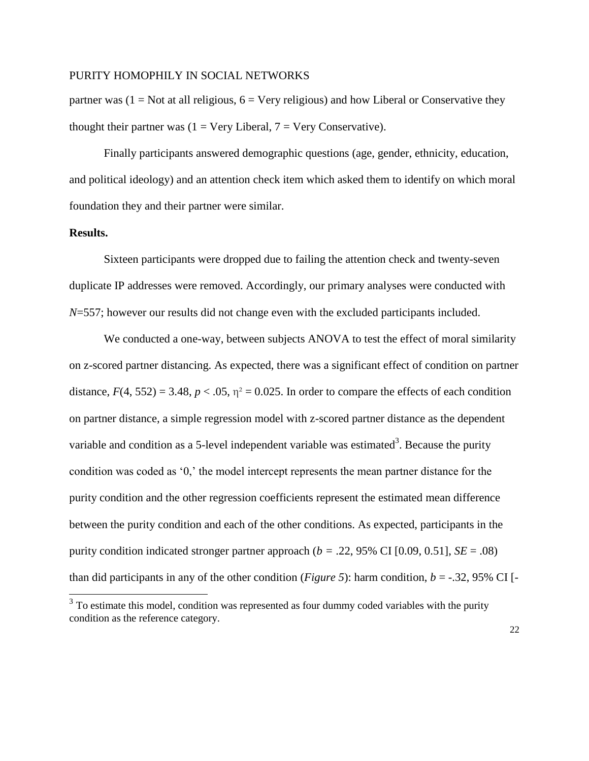partner was (1 = Not at all religious, 6 = Very religious) and how Liberal or Conservative they thought their partner was (1 = Very Liberal, 7 = Very Conservative).

Finally participants answered demographic questions (age, gender, ethnicity, education, and political ideology) and an attention check item which asked them to identify on which moral foundation they and their partner were similar.

**Results.**

Sixteen participants were dropped due to failing the attention check and twenty-seven duplicate IP addresses were removed. Accordingly, our primary analyses were conducted with $N$=557; however our results did not change even with the excluded participants included.

We conducted a one-way, between subjects ANOVA to test the effect of moral similarity on z-scored partner distancing. As expected, there was a significant effect of condition on partner distance, $F(4, 552) = 3.48$, $p < .05$, $\eta^2 = 0.025$. In order to compare the effects of each condition on partner distance, a simple regression model with z-scored partner distance as the dependent variable and condition as a 5-level independent variable was estimated[3]. Because the purity condition was coded as '0,' the model intercept represents the mean partner distance for the purity condition and the other regression coefficients represent the estimated mean difference between the purity condition and each of the other conditions. As expected, participants in the purity condition indicated stronger partner approach ($b = .22$, 95% CI [0.09, 0.51], $SE = .08$) than did participants in any of the other condition (*Figure 5*): harm condition, $b = -.32$, 95% CI [-

[3] To estimate this model, condition was represented as four dummy coded variables with the purity condition as the reference category.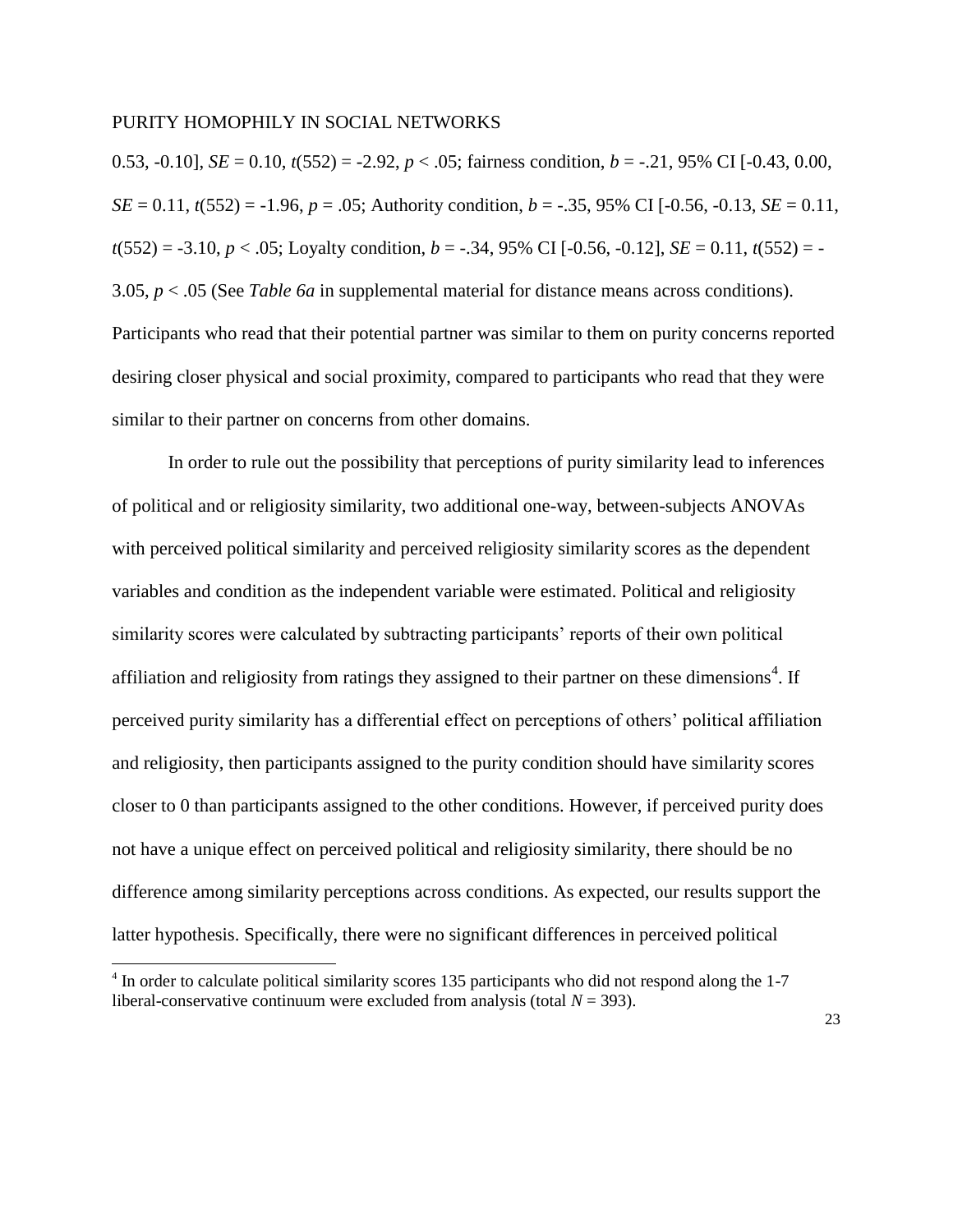0.53, -0.10], *SE* = 0.10, $t(552) = -2.92$, $p < .05$; fairness condition, $b = -.21$, 95% CI [-0.43, 0.00, *SE* = 0.11, $t(552) = -1.96$, $p = .05$; Authority condition, $b = -.35$, 95% CI [-0.56, -0.13, *SE* = 0.11, $t(552) = -3.10$, $p < .05$; Loyalty condition, $b = -.34$, 95% CI [-0.56, -0.12], *SE* = 0.11, $t(552) = -3.05$, $p < .05$ (See *Table 6a* in supplemental material for distance means across conditions). Participants who read that their potential partner was similar to them on purity concerns reported desiring closer physical and social proximity, compared to participants who read that they were similar to their partner on concerns from other domains.

In order to rule out the possibility that perceptions of purity similarity lead to inferences of political and or religiosity similarity, two additional one-way, between-subjects ANOVAs with perceived political similarity and perceived religiosity similarity scores as the dependent variables and condition as the independent variable were estimated. Political and religiosity similarity scores were calculated by subtracting participants' reports of their own political affiliation and religiosity from ratings they assigned to their partner on these dimensions[4]. If perceived purity similarity has a differential effect on perceptions of others' political affiliation and religiosity, then participants assigned to the purity condition should have similarity scores closer to 0 than participants assigned to the other conditions. However, if perceived purity does not have a unique effect on perceived political and religiosity similarity, there should be no difference among similarity perceptions across conditions. As expected, our results support the latter hypothesis. Specifically, there were no significant differences in perceived political

[4] In order to calculate political similarity scores 135 participants who did not respond along the 1-7 liberal-conservative continuum were excluded from analysis (total $N = 393$).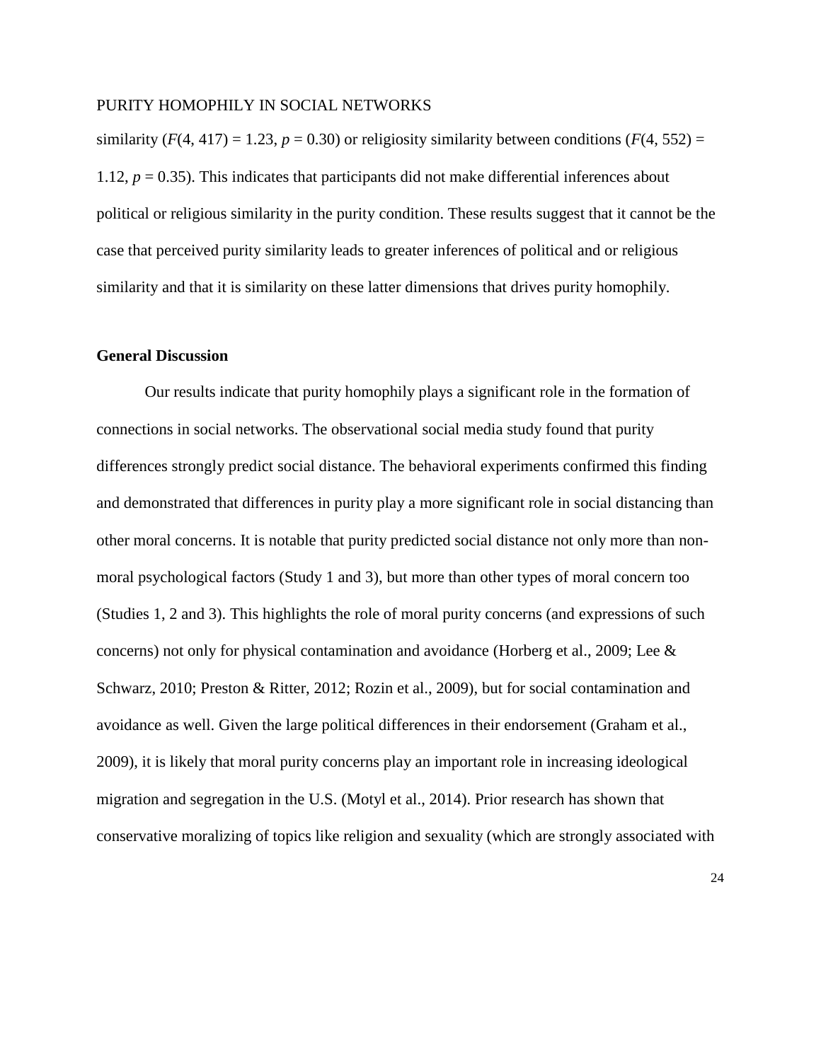similarity ($F(4, 417) = 1.23$, $p = 0.30$) or religiosity similarity between conditions ($F(4, 552) = 1.12$, $p = 0.35$). This indicates that participants did not make differential inferences about political or religious similarity in the purity condition. These results suggest that it cannot be the case that perceived purity similarity leads to greater inferences of political and or religious similarity and that it is similarity on these latter dimensions that drives purity homophily.

## General Discussion

Our results indicate that purity homophily plays a significant role in the formation of connections in social networks. The observational social media study found that purity differences strongly predict social distance. The behavioral experiments confirmed this finding and demonstrated that differences in purity play a more significant role in social distancing than other moral concerns. It is notable that purity predicted social distance not only more than non-moral psychological factors (Study 1 and 3), but more than other types of moral concern too (Studies 1, 2 and 3). This highlights the role of moral purity concerns (and expressions of such concerns) not only for physical contamination and avoidance (Horberg et al., 2009; Lee & Schwarz, 2010; Preston & Ritter, 2012; Rozin et al., 2009), but for social contamination and avoidance as well. Given the large political differences in their endorsement (Graham et al., 2009), it is likely that moral purity concerns play an important role in increasing ideological migration and segregation in the U.S. (Motyl et al., 2014). Prior research has shown that conservative moralizing of topics like religion and sexuality (which are strongly associated with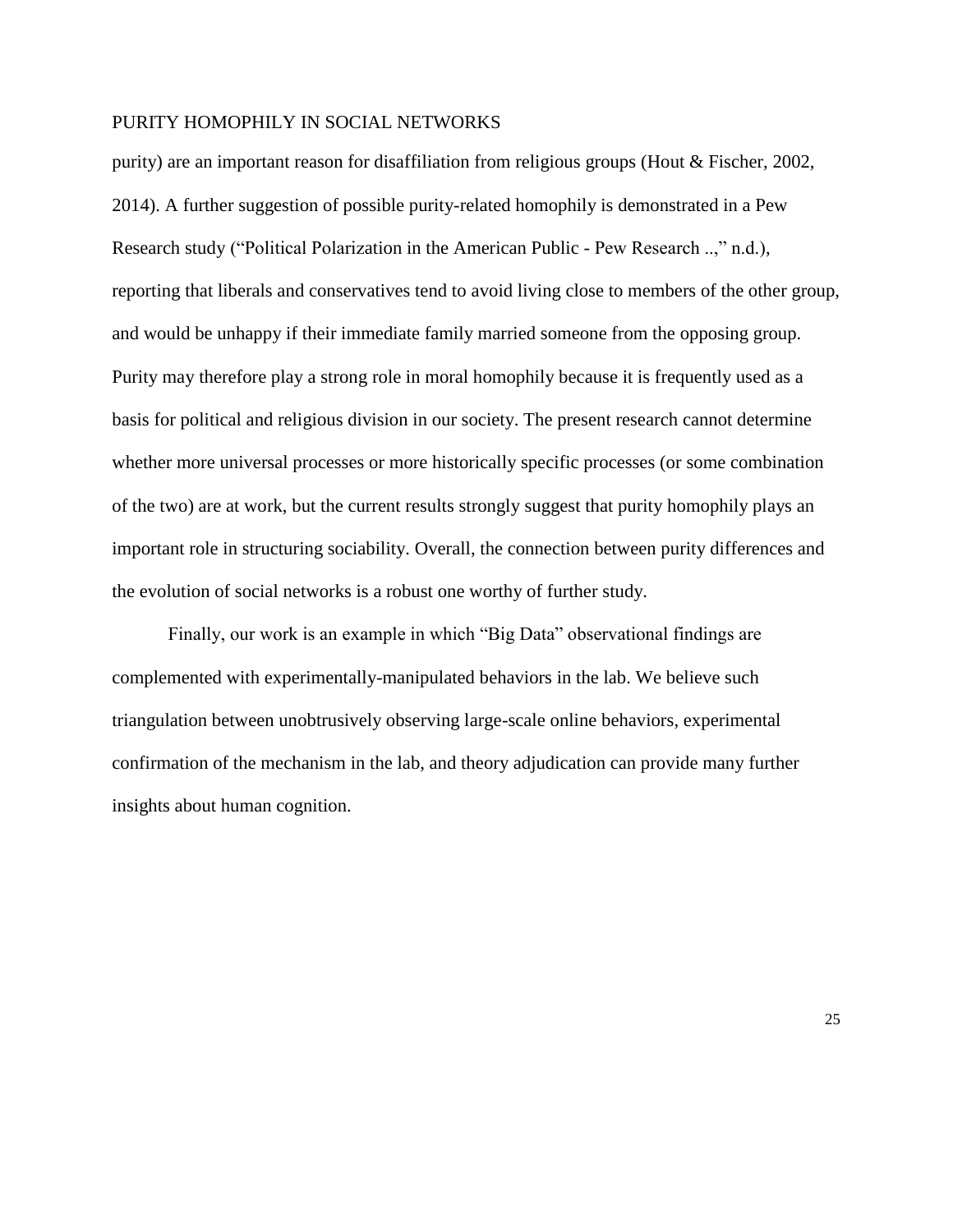purity) are an important reason for disaffiliation from religious groups (Hout & Fischer, 2002, 2014). A further suggestion of possible purity-related homophily is demonstrated in a Pew Research study ("Political Polarization in the American Public - Pew Research ..," n.d.), reporting that liberals and conservatives tend to avoid living close to members of the other group, and would be unhappy if their immediate family married someone from the opposing group. Purity may therefore play a strong role in moral homophily because it is frequently used as a basis for political and religious division in our society. The present research cannot determine whether more universal processes or more historically specific processes (or some combination of the two) are at work, but the current results strongly suggest that purity homophily plays an important role in structuring sociability. Overall, the connection between purity differences and the evolution of social networks is a robust one worthy of further study.

Finally, our work is an example in which "Big Data" observational findings are complemented with experimentally-manipulated behaviors in the lab. We believe such triangulation between unobtrusively observing large-scale online behaviors, experimental confirmation of the mechanism in the lab, and theory adjudication can provide many further insights about human cognition.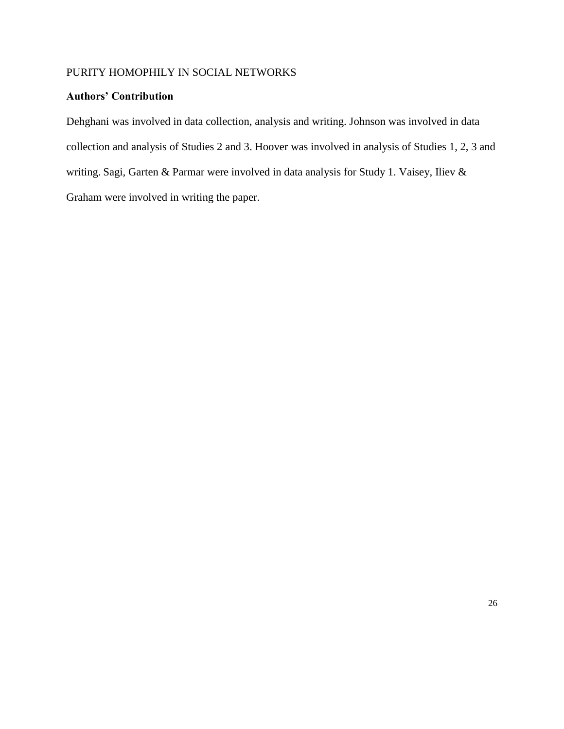## Authors' Contribution

Dehghani was involved in data collection, analysis and writing. Johnson was involved in data collection and analysis of Studies 2 and 3. Hoover was involved in analysis of Studies 1, 2, 3 and writing. Sagi, Garten & Parmar were involved in data analysis for Study 1. Vaisey, Iliev & Graham were involved in writing the paper.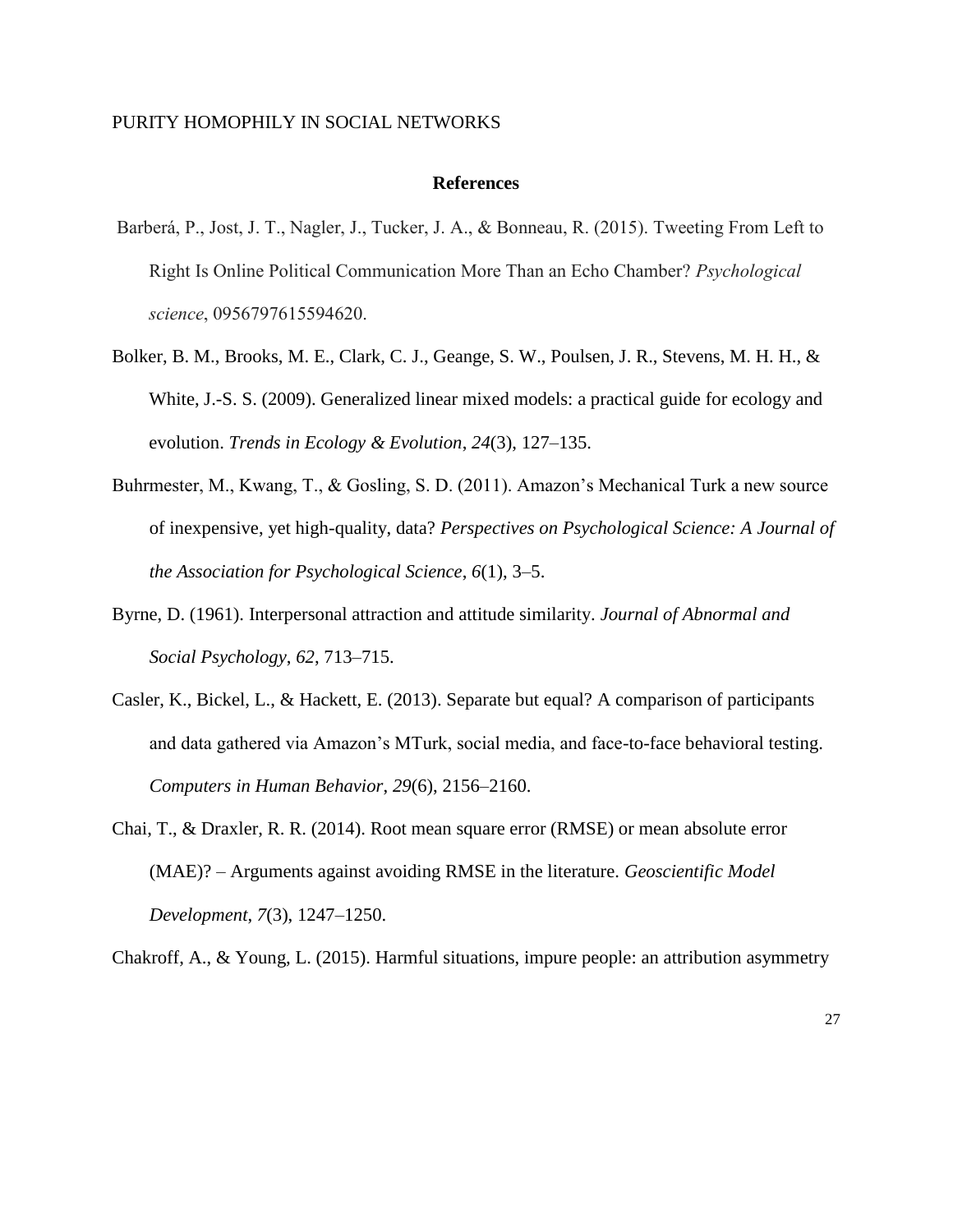## References

Barberá, P., Jost, J. T., Nagler, J., Tucker, J. A., & Bonneau, R. (2015). Tweeting From Left to Right Is Online Political Communication More Than an Echo Chamber? *Psychological science*, 0956797615594620.

Bolker, B. M., Brooks, M. E., Clark, C. J., Geange, S. W., Poulsen, J. R., Stevens, M. H. H., & White, J.-S. S. (2009). Generalized linear mixed models: a practical guide for ecology and evolution. *Trends in Ecology & Evolution*, *24*(3), 127–135.

Buhrmester, M., Kwang, T., & Gosling, S. D. (2011). Amazon's Mechanical Turk a new source of inexpensive, yet high-quality, data? *Perspectives on Psychological Science: A Journal of the Association for Psychological Science*, *6*(1), 3–5.

Byrne, D. (1961). Interpersonal attraction and attitude similarity. *Journal of Abnormal and Social Psychology*, *62*, 713–715.

Casler, K., Bickel, L., & Hackett, E. (2013). Separate but equal? A comparison of participants and data gathered via Amazon's MTurk, social media, and face-to-face behavioral testing. *Computers in Human Behavior*, *29*(6), 2156–2160.

Chai, T., & Draxler, R. R. (2014). Root mean square error (RMSE) or mean absolute error (MAE)? – Arguments against avoiding RMSE in the literature. *Geoscientific Model Development*, *7*(3), 1247–1250.

Chakroff, A., & Young, L. (2015). Harmful situations, impure people: an attribution asymmetry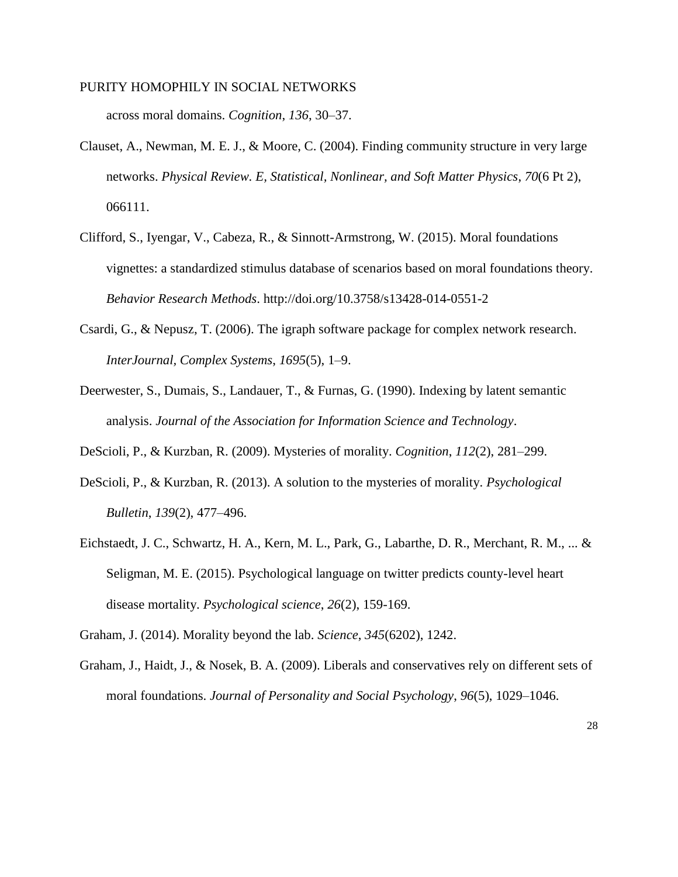across moral domains. *Cognition*, *136*, 30–37.

Clauset, A., Newman, M. E. J., & Moore, C. (2004). Finding community structure in very large networks. *Physical Review. E, Statistical, Nonlinear, and Soft Matter Physics*, *70*(6 Pt 2), 066111.

Clifford, S., Iyengar, V., Cabeza, R., & Sinnott-Armstrong, W. (2015). Moral foundations vignettes: a standardized stimulus database of scenarios based on moral foundations theory. *Behavior Research Methods*. http://doi.org/10.3758/s13428-014-0551-2

Csardi, G., & Nepusz, T. (2006). The igraph software package for complex network research. *InterJournal, Complex Systems*, *1695*(5), 1–9.

Deerwester, S., Dumais, S., Landauer, T., & Furnas, G. (1990). Indexing by latent semantic analysis. *Journal of the Association for Information Science and Technology*.

DeScioli, P., & Kurzban, R. (2009). Mysteries of morality. *Cognition*, *112*(2), 281–299.

DeScioli, P., & Kurzban, R. (2013). A solution to the mysteries of morality. *Psychological Bulletin*, *139*(2), 477–496.

Eichstaedt, J. C., Schwartz, H. A., Kern, M. L., Park, G., Labarthe, D. R., Merchant, R. M., ... & Seligman, M. E. (2015). Psychological language on twitter predicts county-level heart disease mortality. *Psychological science*, *26*(2), 159-169.

Graham, J. (2014). Morality beyond the lab. *Science*, *345*(6202), 1242.

Graham, J., Haidt, J., & Nosek, B. A. (2009). Liberals and conservatives rely on different sets of moral foundations. *Journal of Personality and Social Psychology*, *96*(5), 1029–1046.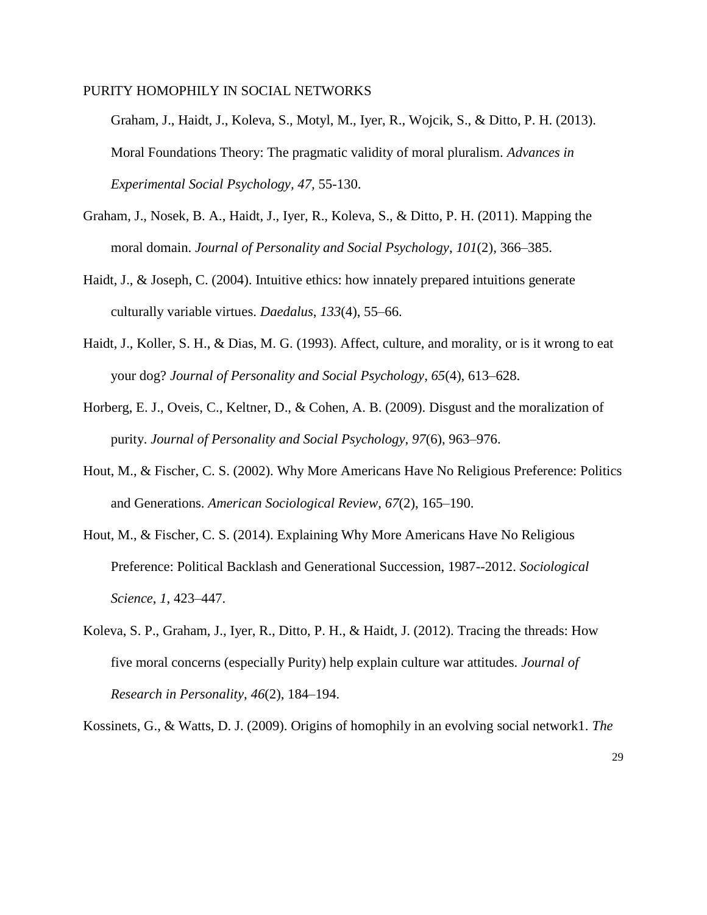Graham, J., Haidt, J., Koleva, S., Motyl, M., Iyer, R., Wojcik, S., & Ditto, P. H. (2013). Moral Foundations Theory: The pragmatic validity of moral pluralism. *Advances in Experimental Social Psychology, 47*, 55-130.

Graham, J., Nosek, B. A., Haidt, J., Iyer, R., Koleva, S., & Ditto, P. H. (2011). Mapping the moral domain. *Journal of Personality and Social Psychology*, *101*(2), 366–385.

Haidt, J., & Joseph, C. (2004). Intuitive ethics: how innately prepared intuitions generate culturally variable virtues. *Daedalus*, *133*(4), 55–66.

Haidt, J., Koller, S. H., & Dias, M. G. (1993). Affect, culture, and morality, or is it wrong to eat your dog? *Journal of Personality and Social Psychology*, *65*(4), 613–628.

Horberg, E. J., Oveis, C., Keltner, D., & Cohen, A. B. (2009). Disgust and the moralization of purity. *Journal of Personality and Social Psychology*, *97*(6), 963–976.

Hout, M., & Fischer, C. S. (2002). Why More Americans Have No Religious Preference: Politics and Generations. *American Sociological Review*, *67*(2), 165–190.

Hout, M., & Fischer, C. S. (2014). Explaining Why More Americans Have No Religious Preference: Political Backlash and Generational Succession, 1987--2012. *Sociological Science*, *1*, 423–447.

Koleva, S. P., Graham, J., Iyer, R., Ditto, P. H., & Haidt, J. (2012). Tracing the threads: How five moral concerns (especially Purity) help explain culture war attitudes. *Journal of Research in Personality*, *46*(2), 184–194.

Kossinets, G., & Watts, D. J. (2009). Origins of homophily in an evolving social network1. *The*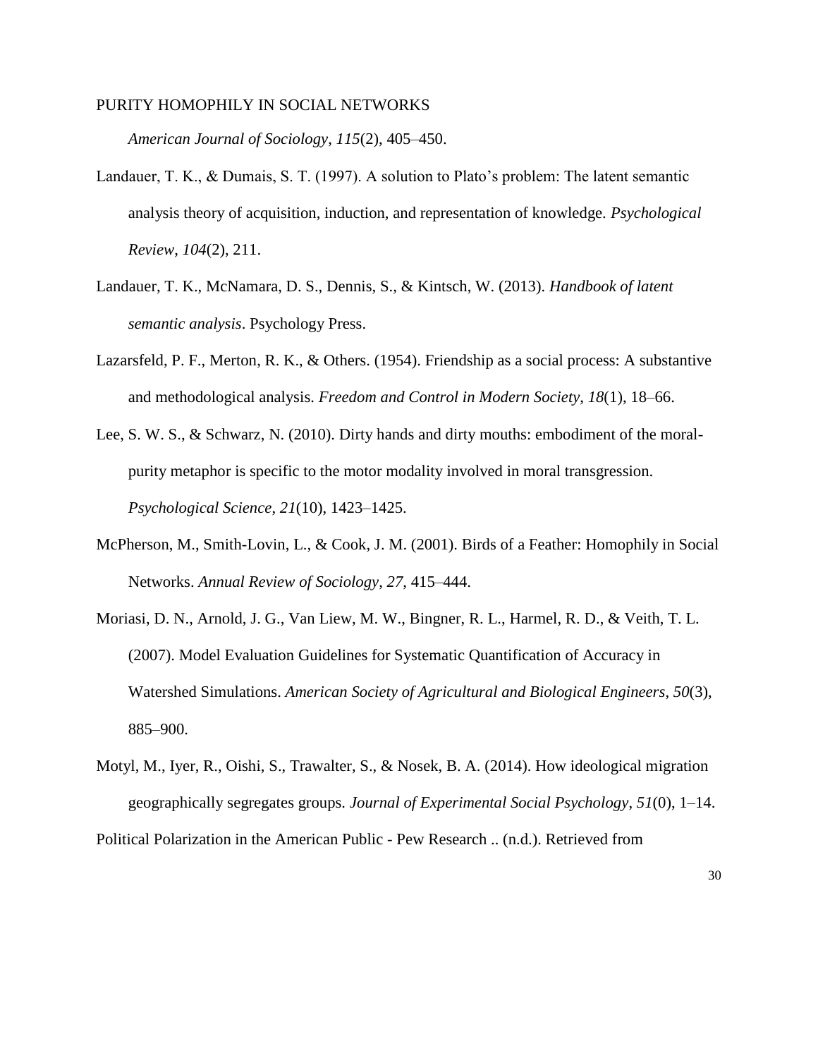*American Journal of Sociology*, *115*(2), 405–450.

Landauer, T. K., & Dumais, S. T. (1997). A solution to Plato's problem: The latent semantic analysis theory of acquisition, induction, and representation of knowledge. *Psychological Review*, *104*(2), 211.

Landauer, T. K., McNamara, D. S., Dennis, S., & Kintsch, W. (2013). *Handbook of latent semantic analysis*. Psychology Press.

Lazarsfeld, P. F., Merton, R. K., & Others. (1954). Friendship as a social process: A substantive and methodological analysis. *Freedom and Control in Modern Society*, *18*(1), 18–66.

Lee, S. W. S., & Schwarz, N. (2010). Dirty hands and dirty mouths: embodiment of the moral-purity metaphor is specific to the motor modality involved in moral transgression. *Psychological Science*, *21*(10), 1423–1425.

McPherson, M., Smith-Lovin, L., & Cook, J. M. (2001). Birds of a Feather: Homophily in Social Networks. *Annual Review of Sociology*, *27*, 415–444.

Moriasi, D. N., Arnold, J. G., Van Liew, M. W., Bingner, R. L., Harmel, R. D., & Veith, T. L. (2007). Model Evaluation Guidelines for Systematic Quantification of Accuracy in Watershed Simulations. *American Society of Agricultural and Biological Engineers*, *50*(3), 885–900.

Motyl, M., Iyer, R., Oishi, S., Trawalter, S., & Nosek, B. A. (2014). How ideological migration geographically segregates groups. *Journal of Experimental Social Psychology*, *51*(0), 1–14.

Political Polarization in the American Public - Pew Research .. (n.d.). Retrieved from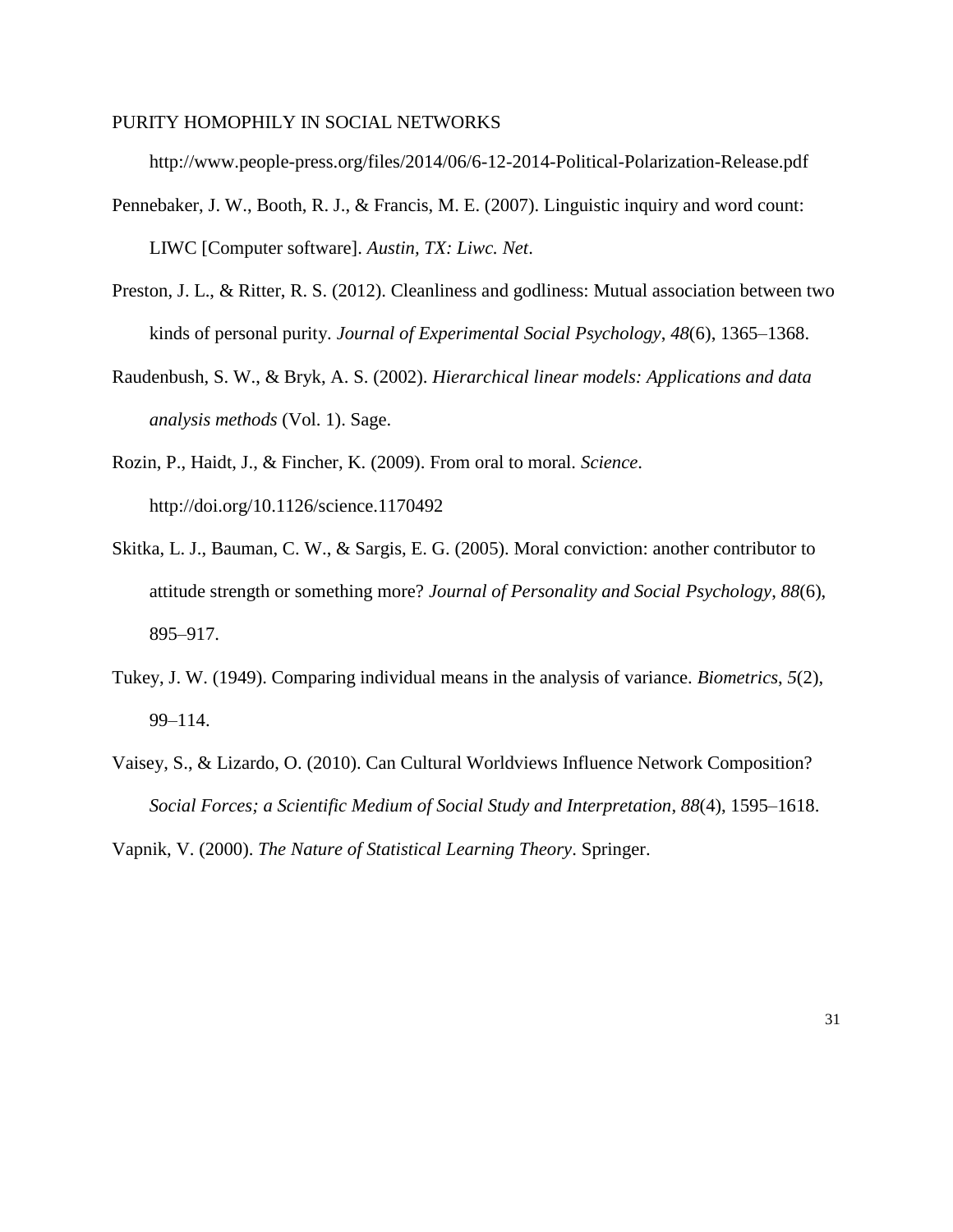http://www.people-press.org/files/2014/06/6-12-2014-Political-Polarization-Release.pdf

Pennebaker, J. W., Booth, R. J., & Francis, M. E. (2007). Linguistic inquiry and word count: LIWC [Computer software]. *Austin, TX: Liwc. Net*.

Preston, J. L., & Ritter, R. S. (2012). Cleanliness and godliness: Mutual association between two kinds of personal purity. *Journal of Experimental Social Psychology*, *48*(6), 1365–1368.

Raudenbush, S. W., & Bryk, A. S. (2002). *Hierarchical linear models: Applications and data analysis methods* (Vol. 1). Sage.

Rozin, P., Haidt, J., & Fincher, K. (2009). From oral to moral. *Science*. http://doi.org/10.1126/science.1170492

Skitka, L. J., Bauman, C. W., & Sargis, E. G. (2005). Moral conviction: another contributor to attitude strength or something more? *Journal of Personality and Social Psychology*, *88*(6), 895–917.

Tukey, J. W. (1949). Comparing individual means in the analysis of variance. *Biometrics*, *5*(2), 99–114.

Vaisey, S., & Lizardo, O. (2010). Can Cultural Worldviews Influence Network Composition? *Social Forces; a Scientific Medium of Social Study and Interpretation*, *88*(4), 1595–1618.

Vapnik, V. (2000). *The Nature of Statistical Learning Theory*. Springer.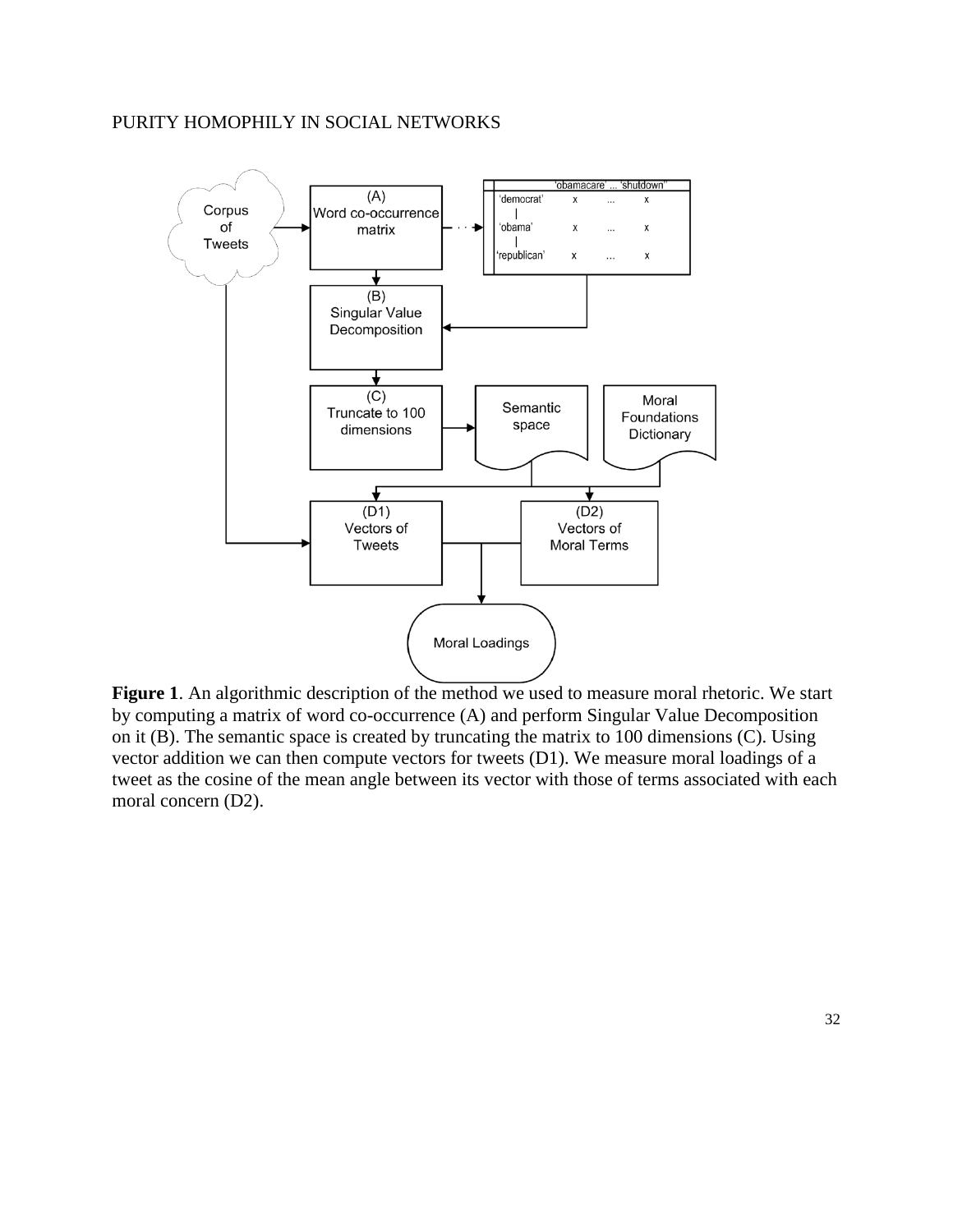Corpus of Tweets

(A) Word co-occurrence matrix

'obamacare' ... 'shutdown"

'democrat' x ... x

'obama' x ... x

'republican' x ... x

(B) Singular Value Decomposition

(C) Truncate to 100 dimensions

Semantic space

Moral Foundations Dictionary

(D1) Vectors of Tweets

(D2) Vectors of Moral Terms

Moral Loadings

**Figure 1**. An algorithmic description of the method we used to measure moral rhetoric. We start by computing a matrix of word co-occurrence (A) and perform Singular Value Decomposition on it (B). The semantic space is created by truncating the matrix to 100 dimensions (C). Using vector addition we can then compute vectors for tweets (D1). We measure moral loadings of a tweet as the cosine of the mean angle between its vector with those of terms associated with each moral concern (D2).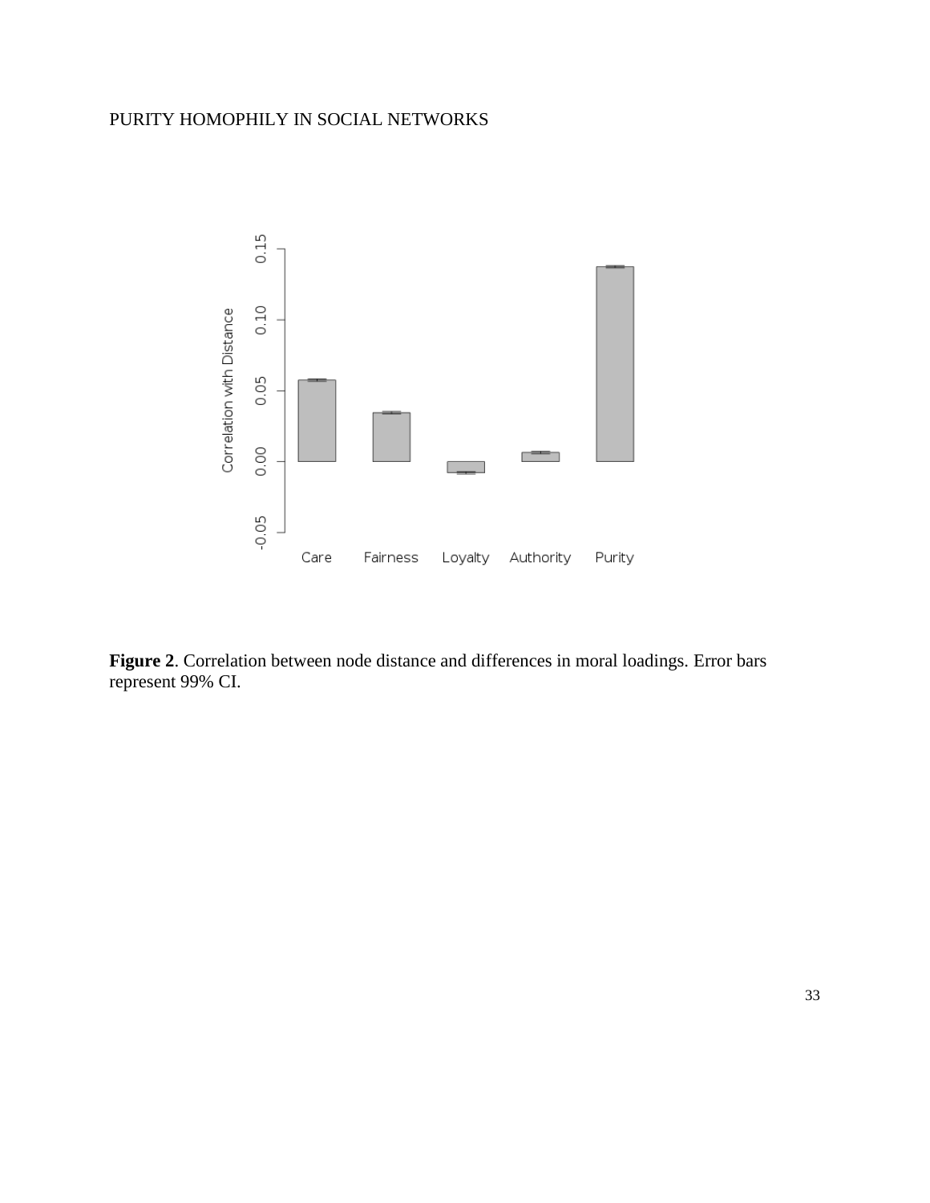**Figure 2**. Correlation between node distance and differences in moral loadings. Error bars represent 99% CI.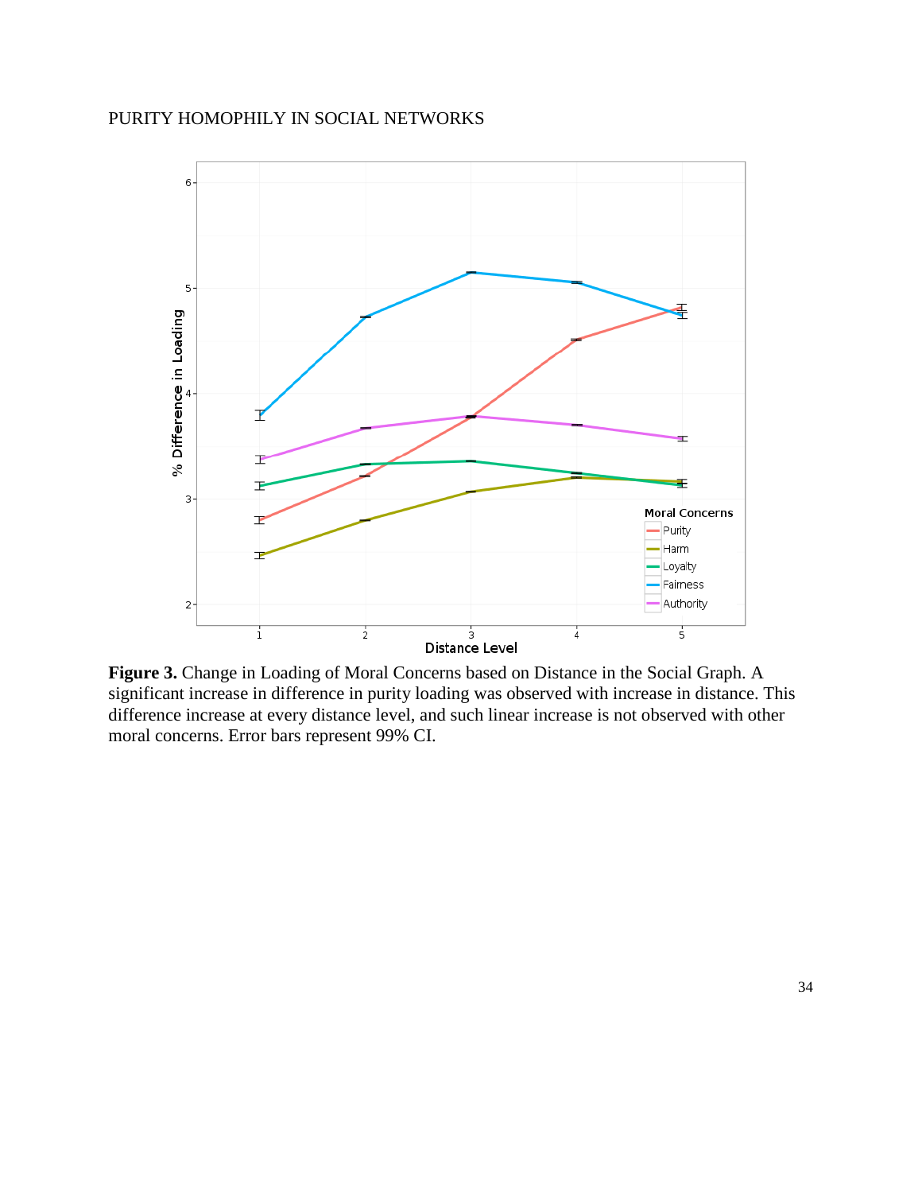6

5

4

3

2

% Difference in Loading

1

2

3

4

5

Distance Level

Moral Concerns

Purity

Harm

Loyalty

Fairness

Authority

**Figure 3.** Change in Loading of Moral Concerns based on Distance in the Social Graph. A significant increase in difference in purity loading was observed with increase in distance. This difference increase at every distance level, and such linear increase is not observed with other moral concerns. Error bars represent 99% CI.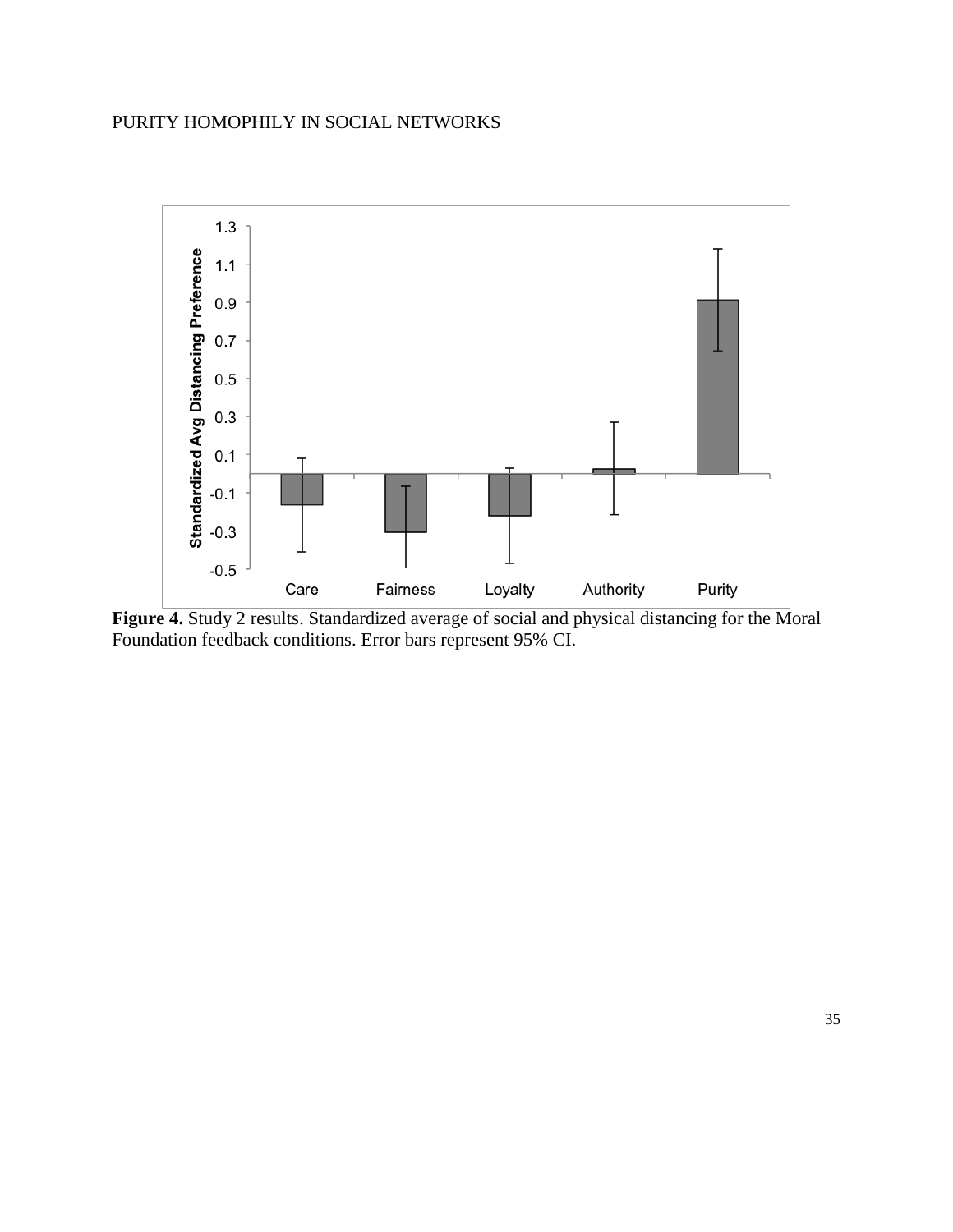1.3
1.1
0.9
0.7
0.5
0.3
0.1
-0.1
-0.3
-0.5

Standardized Avg Distancing Preference

Care
Fairness
Loyalty
Authority
Purity

**Figure 4.** Study 2 results. Standardized average of social and physical distancing for the Moral Foundation feedback conditions. Error bars represent 95% CI.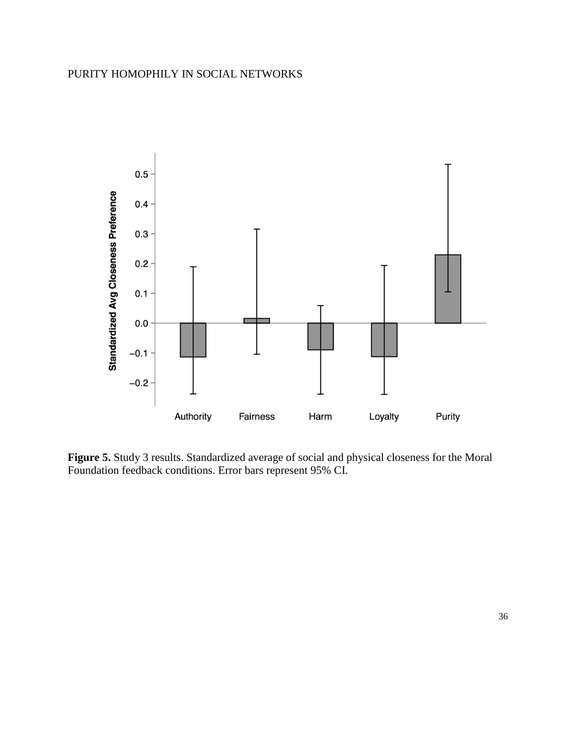Standardized Avg Closeness Preference

0.5

0.4

0.3

0.2

0.1

0.0

−0.1

−0.2

Authority

Fairness

Harm

Loyalty

Purity

**Figure 5.** Study 3 results. Standardized average of social and physical closeness for the Moral Foundation feedback conditions. Error bars represent 95% CI.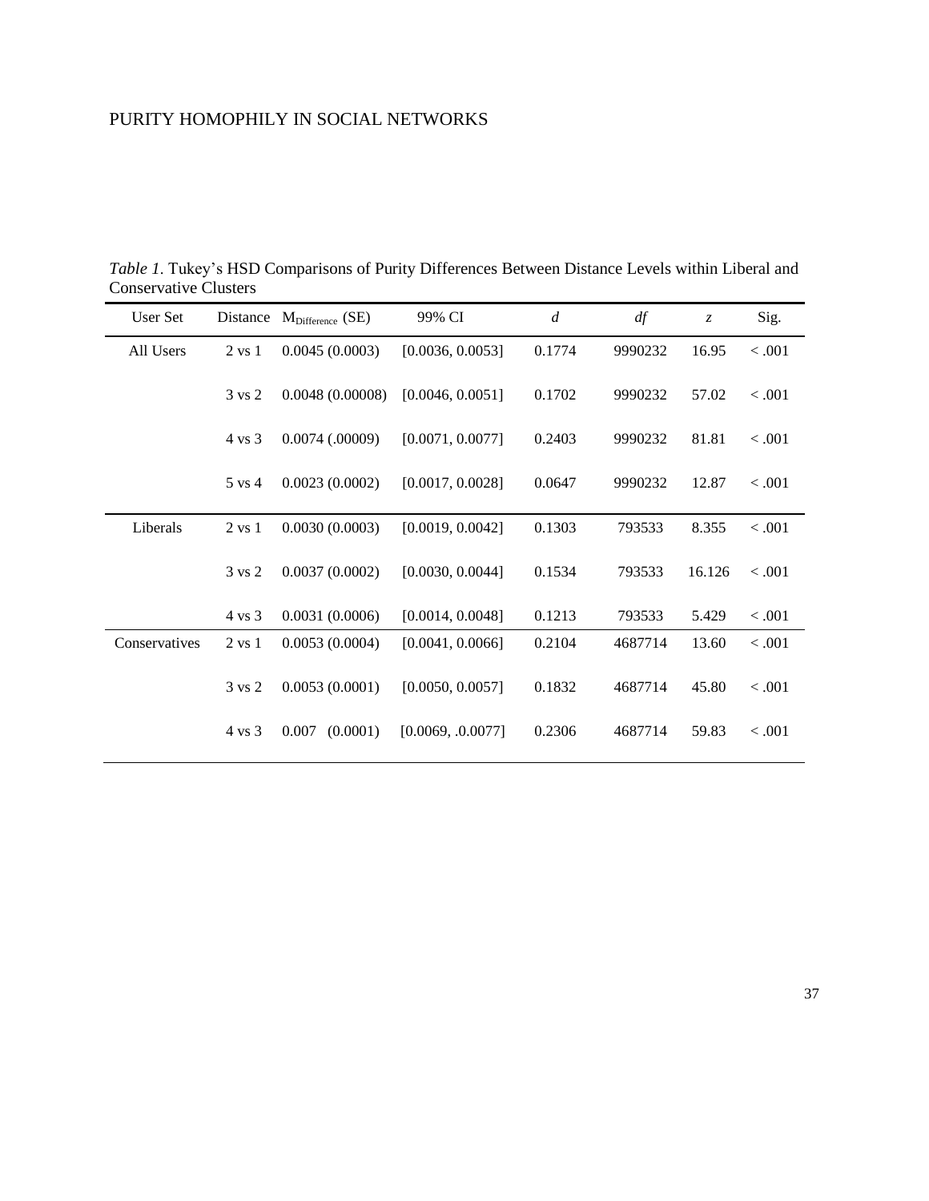*Table 1*. Tukey's HSD Comparisons of Purity Differences Between Distance Levels within Liberal and Conservative Clusters

| User Set | Distance | $M_{Difference}$ (SE) | 99% CI | *d* | *df* | *z* | Sig. |
|---|---|---|---|---|---|---|---|
| All Users | 2 vs 1 | 0.0045 (0.0003) | [0.0036, 0.0053] | 0.1774 | 9990232 | 16.95 | < .001 |
| | 3 vs 2 | 0.0048 (0.00008) | [0.0046, 0.0051] | 0.1702 | 9990232 | 57.02 | < .001 |
| | 4 vs 3 | 0.0074 (.00009) | [0.0071, 0.0077] | 0.2403 | 9990232 | 81.81 | < .001 |
| | 5 vs 4 | 0.0023 (0.0002) | [0.0017, 0.0028] | 0.0647 | 9990232 | 12.87 | < .001 |
| Liberals | 2 vs 1 | 0.0030 (0.0003) | [0.0019, 0.0042] | 0.1303 | 793533 | 8.355 | < .001 |
| | 3 vs 2 | 0.0037 (0.0002) | [0.0030, 0.0044] | 0.1534 | 793533 | 16.126 | < .001 |
| | 4 vs 3 | 0.0031 (0.0006) | [0.0014, 0.0048] | 0.1213 | 793533 | 5.429 | < .001 |
| Conservatives | 2 vs 1 | 0.0053 (0.0004) | [0.0041, 0.0066] | 0.2104 | 4687714 | 13.60 | < .001 |
| | 3 vs 2 | 0.0053 (0.0001) | [0.0050, 0.0057] | 0.1832 | 4687714 | 45.80 | < .001 |
| | 4 vs 3 | 0.007 (0.0001) | [0.0069, .0.0077] | 0.2306 | 4687714 | 59.83 | < .001 |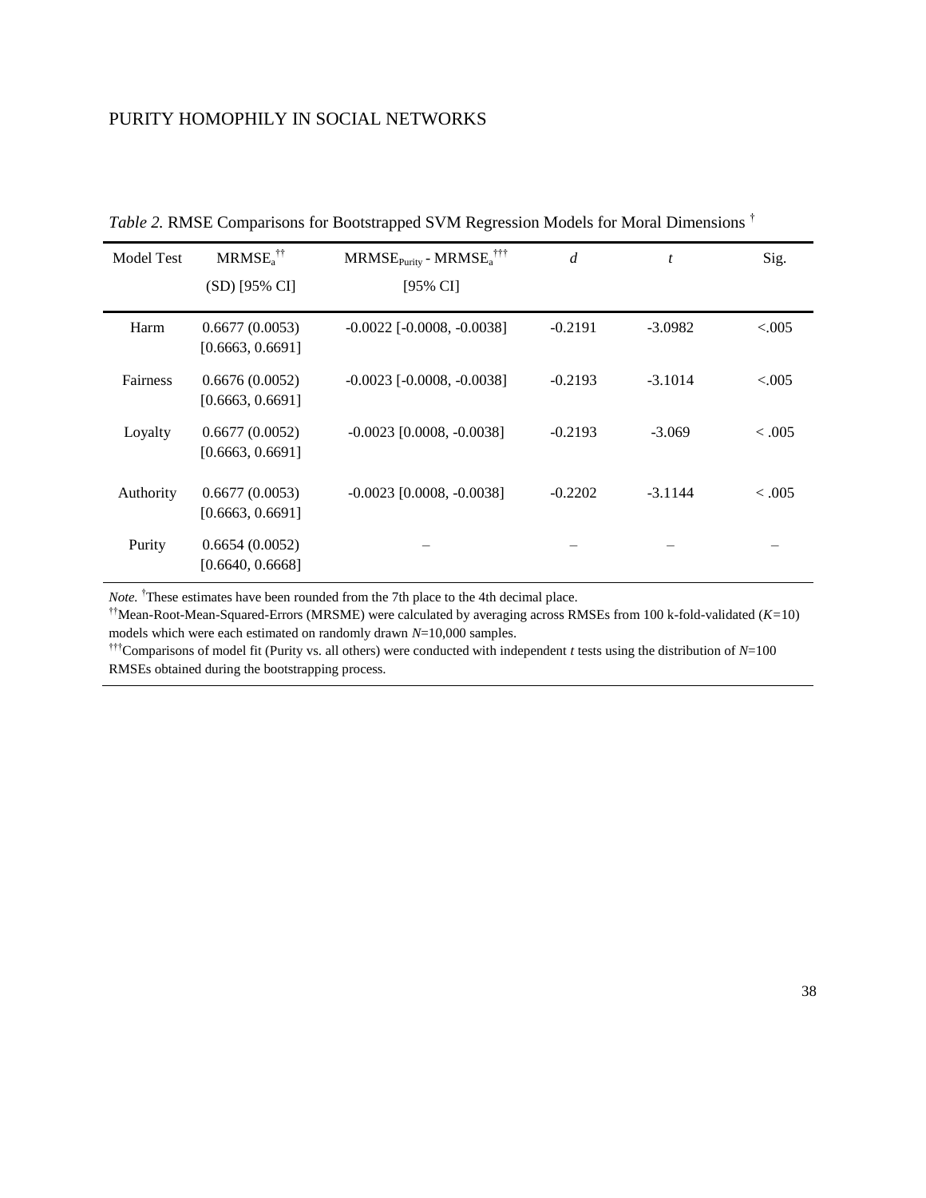*Table 2.* RMSE Comparisons for Bootstrapped SVM Regression Models for Moral Dimensions †

| Model Test | $MRMSE_a$ †† (SD) [95% CI] | $MRMSE_{Purity}$ - $MRMSE_a$ ††† [95% CI] | *d* | *t* | Sig. |
|---|---|---|---|---|---|
| Harm | 0.6677 (0.0053) [0.6663, 0.6691] | -0.0022 [-0.0008, -0.0038] | -0.2191 | -3.0982 | <.005 |
| Fairness | 0.6676 (0.0052) [0.6663, 0.6691] | -0.0023 [-0.0008, -0.0038] | -0.2193 | -3.1014 | <.005 |
| Loyalty | 0.6677 (0.0052) [0.6663, 0.6691] | -0.0023 [0.0008, -0.0038] | -0.2193 | -3.069 | < .005 |
| Authority | 0.6677 (0.0053) [0.6663, 0.6691] | -0.0023 [0.0008, -0.0038] | -0.2202 | -3.1144 | < .005 |
| Purity | 0.6654 (0.0052) [0.6640, 0.6668] | – | – | – | – |

*Note.* †These estimates have been rounded from the 7th place to the 4th decimal place.
††Mean-Root-Mean-Squared-Errors (MRSME) were calculated by averaging across RMSEs from 100 k-fold-validated ($K$=10) models which were each estimated on randomly drawn $N$=10,000 samples.
†††Comparisons of model fit (Purity vs. all others) were conducted with independent *t* tests using the distribution of $N$=100 RMSEs obtained during the bootstrapping process.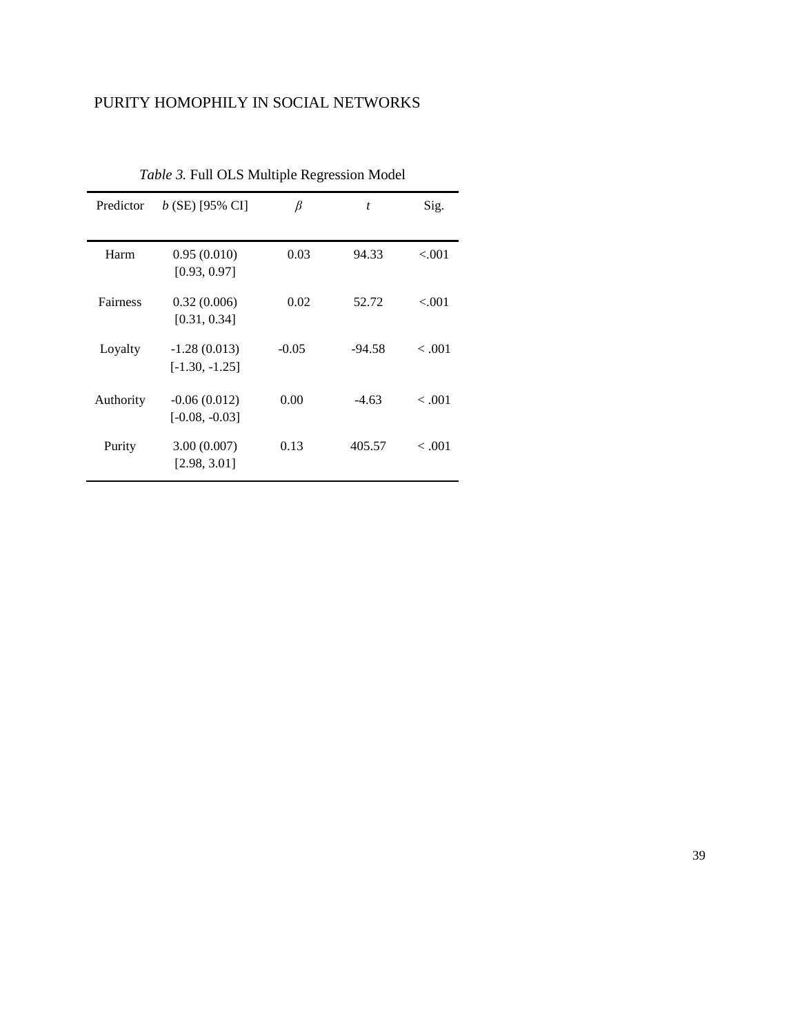*Table 3.* Full OLS Multiple Regression Model

| Predictor | *b* (SE) [95% CI] | *β* | *t* | Sig. |
|---|---|---|---|---|
| Harm | 0.95 (0.010) [0.93, 0.97] | 0.03 | 94.33 | <.001 |
| Fairness | 0.32 (0.006) [0.31, 0.34] | 0.02 | 52.72 | <.001 |
| Loyalty | -1.28 (0.013) [-1.30, -1.25] | -0.05 | -94.58 | < .001 |
| Authority | -0.06 (0.012) [-0.08, -0.03] | 0.00 | -4.63 | < .001 |
| Purity | 3.00 (0.007) [2.98, 3.01] | 0.13 | 405.57 | < .001 |